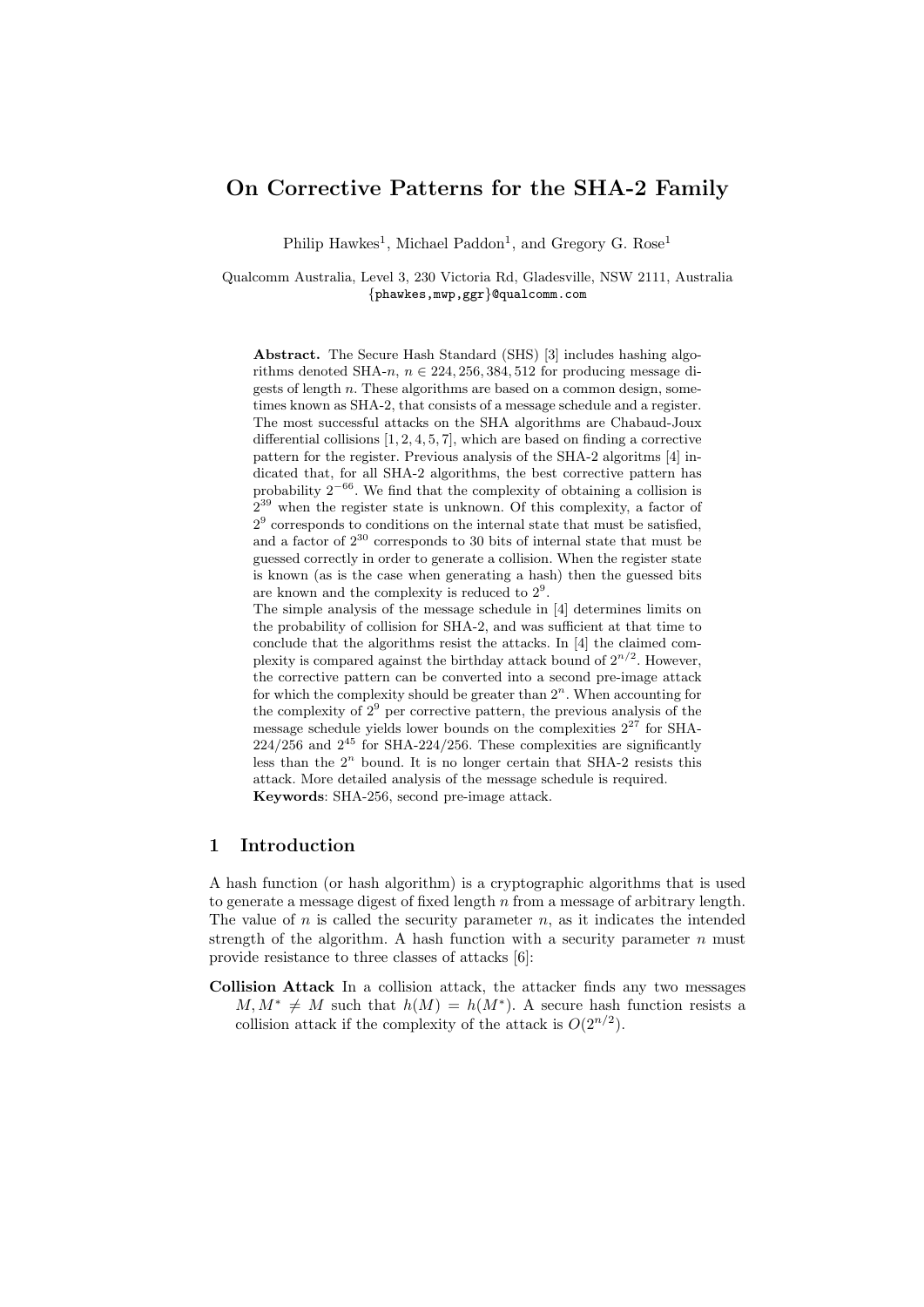# On Corrective Patterns for the SHA-2 Family

Philip Hawkes[1], Michael Paddon[1], and Gregory G. Rose[1]

Qualcomm Australia, Level 3, 230 Victoria Rd, Gladesville, NSW 2111, Australia
{phawkes,mwp,ggr}@qualcomm.com

**Abstract.** The Secure Hash Standard (SHS) [3] includes hashing algorithms denoted SHA-$n$, $n \in 224, 256, 384, 512$ for producing message digests of length $n$. These algorithms are based on a common design, sometimes known as SHA-2, that consists of a message schedule and a register. The most successful attacks on the SHA algorithms are Chabaud-Joux differential collisions [1, 2, 4, 5, 7], which are based on finding a corrective pattern for the register. Previous analysis of the SHA-2 algoritms [4] indicated that, for all SHA-2 algorithms, the best corrective pattern has probability $2^{-66}$. We find that the complexity of obtaining a collision is $2^{39}$ when the register state is unknown. Of this complexity, a factor of $2^9$ corresponds to conditions on the internal state that must be satisfied, and a factor of $2^{30}$ corresponds to 30 bits of internal state that must be guessed correctly in order to generate a collision. When the register state is known (as is the case when generating a hash) then the guessed bits are known and the complexity is reduced to $2^9$.

The simple analysis of the message schedule in [4] determines limits on the probability of collision for SHA-2, and was sufficient at that time to conclude that the algorithms resist the attacks. In [4] the claimed complexity is compared against the birthday attack bound of $2^{n/2}$. However, the corrective pattern can be converted into a second pre-image attack for which the complexity should be greater than $2^n$. When accounting for the complexity of $2^9$ per corrective pattern, the previous analysis of the message schedule yields lower bounds on the complexities $2^{27}$ for SHA-224/256 and $2^{45}$ for SHA-224/256. These complexities are significantly less than the $2^n$ bound. It is no longer certain that SHA-2 resists this attack. More detailed analysis of the message schedule is required.

**Keywords**: SHA-256, second pre-image attack.

## 1 Introduction

A hash function (or hash algorithm) is a cryptographic algorithms that is used to generate a message digest of fixed length $n$ from a message of arbitrary length. The value of $n$ is called the security parameter $n$, as it indicates the intended strength of the algorithm. A hash function with a security parameter $n$ must provide resistance to three classes of attacks [6]:

**Collision Attack** In a collision attack, the attacker finds any two messages $M, M^* \neq M$ such that $h(M) = h(M^*)$. A secure hash function resists a collision attack if the complexity of the attack is $O(2^{n/2})$.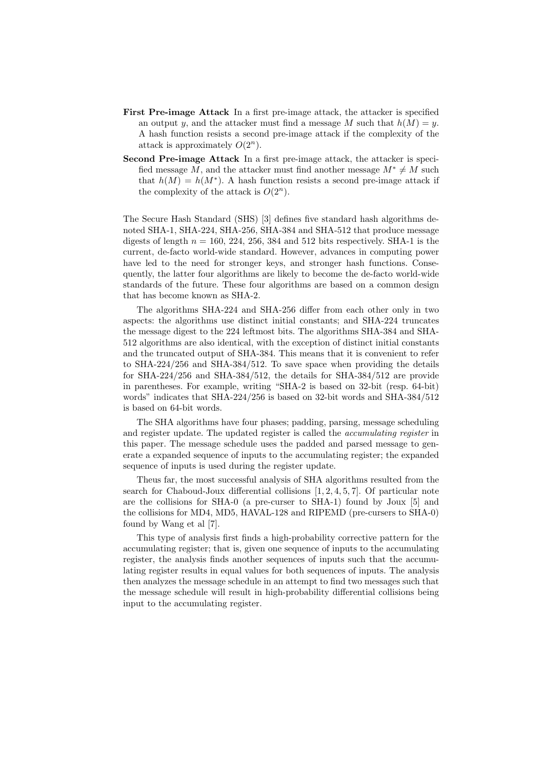**First Pre-image Attack** In a first pre-image attack, the attacker is specified an output $y$, and the attacker must find a message $M$ such that $h(M) = y$. A hash function resists a second pre-image attack if the complexity of the attack is approximately $O(2^n)$.

**Second Pre-image Attack** In a first pre-image attack, the attacker is specified message $M$, and the attacker must find another message $M^* \neq M$ such that $h(M) = h(M^*)$. A hash function resists a second pre-image attack if the complexity of the attack is $O(2^n)$.

The Secure Hash Standard (SHS) [3] defines five standard hash algorithms denoted SHA-1, SHA-224, SHA-256, SHA-384 and SHA-512 that produce message digests of length $n = 160$, 224, 256, 384 and 512 bits respectively. SHA-1 is the current, de-facto world-wide standard. However, advances in computing power have led to the need for stronger keys, and stronger hash functions. Consequently, the latter four algorithms are likely to become the de-facto world-wide standards of the future. These four algorithms are based on a common design that has become known as SHA-2.

The algorithms SHA-224 and SHA-256 differ from each other only in two aspects: the algorithms use distinct initial constants; and SHA-224 truncates the message digest to the 224 leftmost bits. The algorithms SHA-384 and SHA-512 algorithms are also identical, with the exception of distinct initial constants and the truncated output of SHA-384. This means that it is convenient to refer to SHA-224/256 and SHA-384/512. To save space when providing the details for SHA-224/256 and SHA-384/512, the details for SHA-384/512 are provide in parentheses. For example, writing "SHA-2 is based on 32-bit (resp. 64-bit) words" indicates that SHA-224/256 is based on 32-bit words and SHA-384/512 is based on 64-bit words.

The SHA algorithms have four phases; padding, parsing, message scheduling and register update. The updated register is called the *accumulating register* in this paper. The message schedule uses the padded and parsed message to generate a expanded sequence of inputs to the accumulating register; the expanded sequence of inputs is used during the register update.

Theus far, the most successful analysis of SHA algorithms resulted from the search for Chaboud-Joux differential collisions [1, 2, 4, 5, 7]. Of particular note are the collisions for SHA-0 (a pre-curser to SHA-1) found by Joux [5] and the collisions for MD4, MD5, HAVAL-128 and RIPEMD (pre-cursers to SHA-0) found by Wang et al [7].

This type of analysis first finds a high-probability corrective pattern for the accumulating register; that is, given one sequence of inputs to the accumulating register, the analysis finds another sequences of inputs such that the accumulating register results in equal values for both sequences of inputs. The analysis then analyzes the message schedule in an attempt to find two messages such that the message schedule will result in high-probability differential collisions being input to the accumulating register.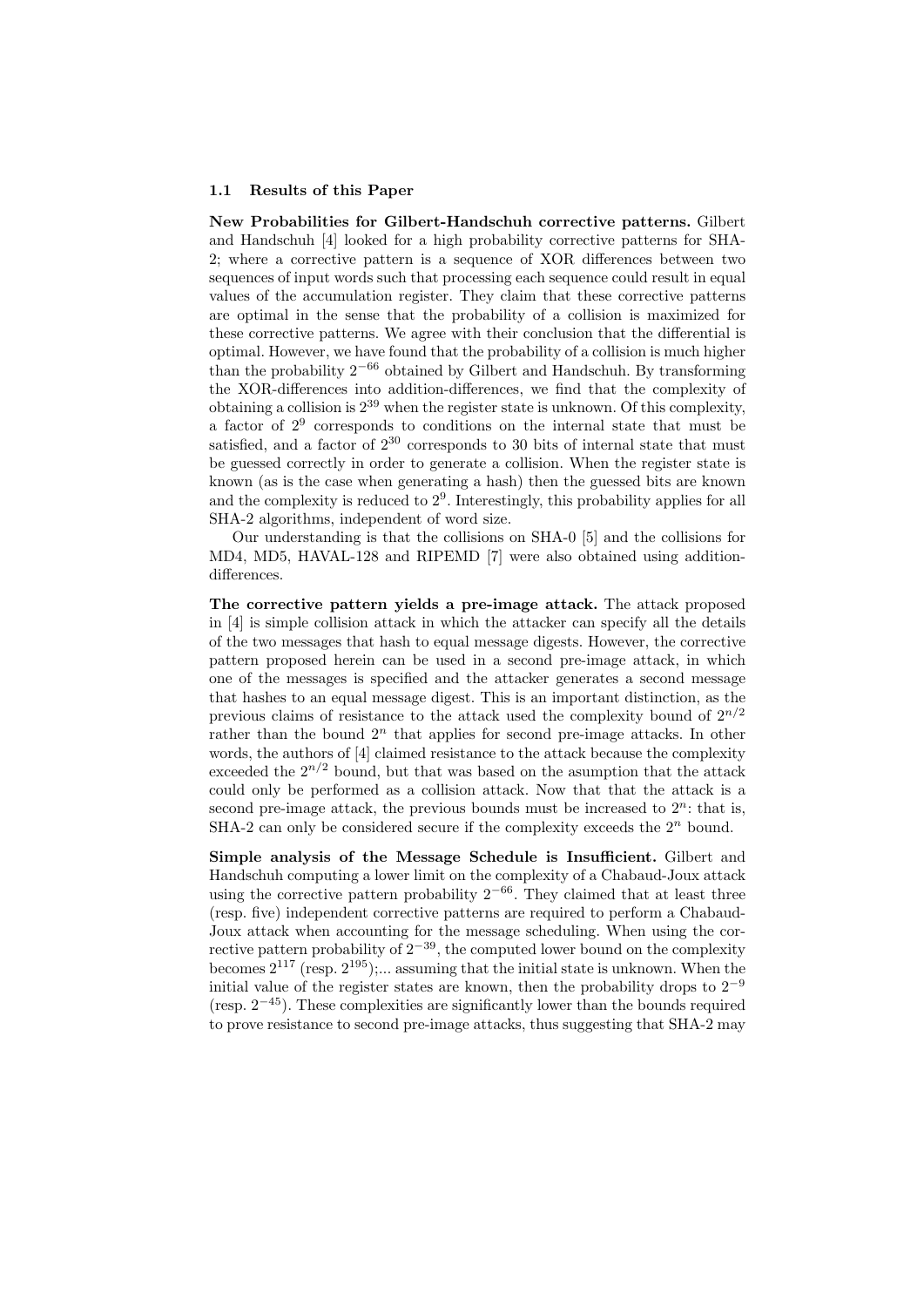### 1.1 Results of this Paper

**New Probabilities for Gilbert-Handschuh corrective patterns.** Gilbert and Handschuh [4] looked for a high probability corrective patterns for SHA-2; where a corrective pattern is a sequence of XOR differences between two sequences of input words such that processing each sequence could result in equal values of the accumulation register. They claim that these corrective patterns are optimal in the sense that the probability of a collision is maximized for these corrective patterns. We agree with their conclusion that the differential is optimal. However, we have found that the probability of a collision is much higher than the probability $2^{-66}$ obtained by Gilbert and Handschuh. By transforming the XOR-differences into addition-differences, we find that the complexity of obtaining a collision is $2^{39}$ when the register state is unknown. Of this complexity, a factor of $2^{9}$ corresponds to conditions on the internal state that must be satisfied, and a factor of $2^{30}$ corresponds to 30 bits of internal state that must be guessed correctly in order to generate a collision. When the register state is known (as is the case when generating a hash) then the guessed bits are known and the complexity is reduced to $2^{9}$. Interestingly, this probability applies for all SHA-2 algorithms, independent of word size.

Our understanding is that the collisions on SHA-0 [5] and the collisions for MD4, MD5, HAVAL-128 and RIPEMD [7] were also obtained using addition-differences.

**The corrective pattern yields a pre-image attack.** The attack proposed in [4] is simple collision attack in which the attacker can specify all the details of the two messages that hash to equal message digests. However, the corrective pattern proposed herein can be used in a second pre-image attack, in which one of the messages is specified and the attacker generates a second message that hashes to an equal message digest. This is an important distinction, as the previous claims of resistance to the attack used the complexity bound of $2^{n/2}$ rather than the bound $2^{n}$ that applies for second pre-image attacks. In other words, the authors of [4] claimed resistance to the attack because the complexity exceeded the $2^{n/2}$ bound, but that was based on the asumption that the attack could only be performed as a collision attack. Now that that the attack is a second pre-image attack, the previous bounds must be increased to $2^{n}$: that is, SHA-2 can only be considered secure if the complexity exceeds the $2^{n}$ bound.

**Simple analysis of the Message Schedule is Insufficient.** Gilbert and Handschuh computing a lower limit on the complexity of a Chabaud-Joux attack using the corrective pattern probability $2^{-66}$. They claimed that at least three (resp. five) independent corrective patterns are required to perform a Chabaud-Joux attack when accounting for the message scheduling. When using the corrective pattern probability of $2^{-39}$, the computed lower bound on the complexity becomes $2^{117}$ (resp. $2^{195}$);... assuming that the initial state is unknown. When the initial value of the register states are known, then the probability drops to $2^{-9}$ (resp. $2^{-45}$). These complexities are significantly lower than the bounds required to prove resistance to second pre-image attacks, thus suggesting that SHA-2 may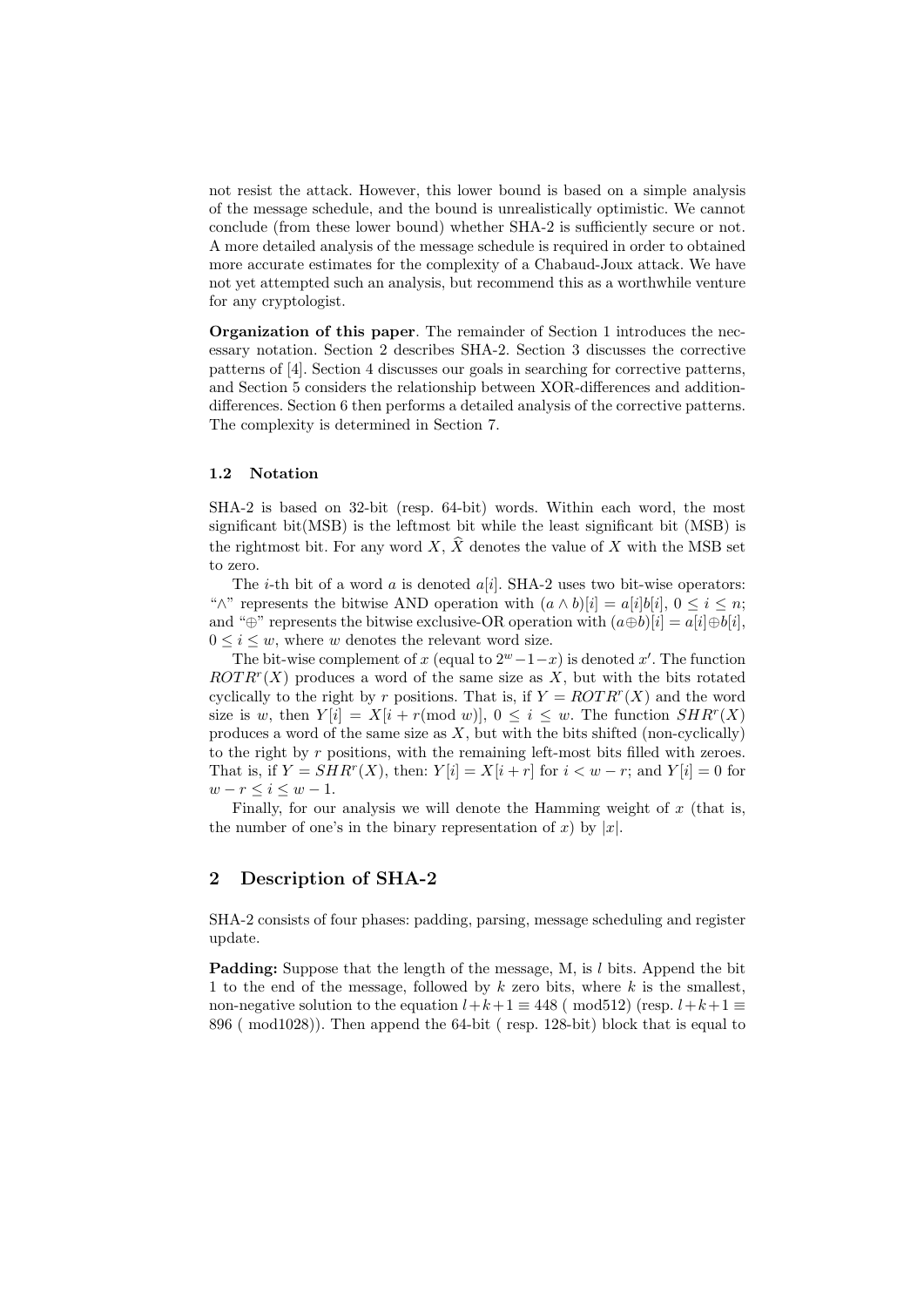not resist the attack. However, this lower bound is based on a simple analysis of the message schedule, and the bound is unrealistically optimistic. We cannot conclude (from these lower bound) whether SHA-2 is sufficiently secure or not. A more detailed analysis of the message schedule is required in order to obtained more accurate estimates for the complexity of a Chabaud-Joux attack. We have not yet attempted such an analysis, but recommend this as a worthwhile venture for any cryptologist.

**Organization of this paper**. The remainder of Section 1 introduces the necessary notation. Section 2 describes SHA-2. Section 3 discusses the corrective patterns of [4]. Section 4 discusses our goals in searching for corrective patterns, and Section 5 considers the relationship between XOR-differences and addition-differences. Section 6 then performs a detailed analysis of the corrective patterns. The complexity is determined in Section 7.

### 1.2 Notation

SHA-2 is based on 32-bit (resp. 64-bit) words. Within each word, the most significant bit(MSB) is the leftmost bit while the least significant bit (MSB) is the rightmost bit. For any word $X$, $\widehat{X}$ denotes the value of $X$ with the MSB set to zero.

The $i$-th bit of a word $a$ is denoted $a[i]$. SHA-2 uses two bit-wise operators: "$\wedge$" represents the bitwise AND operation with $(a \wedge b)[i] = a[i]b[i]$, $0 \leq i \leq n$; and "$\oplus$" represents the bitwise exclusive-OR operation with $(a \oplus b)[i] = a[i] \oplus b[i]$, $0 \leq i \leq w$, where $w$ denotes the relevant word size.

The bit-wise complement of $x$ (equal to $2^w - 1 - x$) is denoted $x'$. The function $ROTR^r(X)$ produces a word of the same size as $X$, but with the bits rotated cyclically to the right by $r$ positions. That is, if $Y = ROTR^r(X)$ and the word size is $w$, then $Y[i] = X[i + r (\bmod\ w)]$, $0 \leq i \leq w$. The function $SHR^r(X)$ produces a word of the same size as $X$, but with the bits shifted (non-cyclically) to the right by $r$ positions, with the remaining left-most bits filled with zeroes. That is, if $Y = SHR^r(X)$, then: $Y[i] = X[i + r]$ for $i < w - r$; and $Y[i] = 0$ for $w - r \leq i \leq w - 1$.

Finally, for our analysis we will denote the Hamming weight of $x$ (that is, the number of one's in the binary representation of $x$) by $|x|$.

## 2 Description of SHA-2

SHA-2 consists of four phases: padding, parsing, message scheduling and register update.

**Padding:** Suppose that the length of the message, M, is $l$ bits. Append the bit 1 to the end of the message, followed by $k$ zero bits, where $k$ is the smallest, non-negative solution to the equation $l + k + 1 \equiv 448 \pmod{512}$ (resp. $l + k + 1 \equiv 896 \pmod{1028}$). Then append the 64-bit ( resp. 128-bit) block that is equal to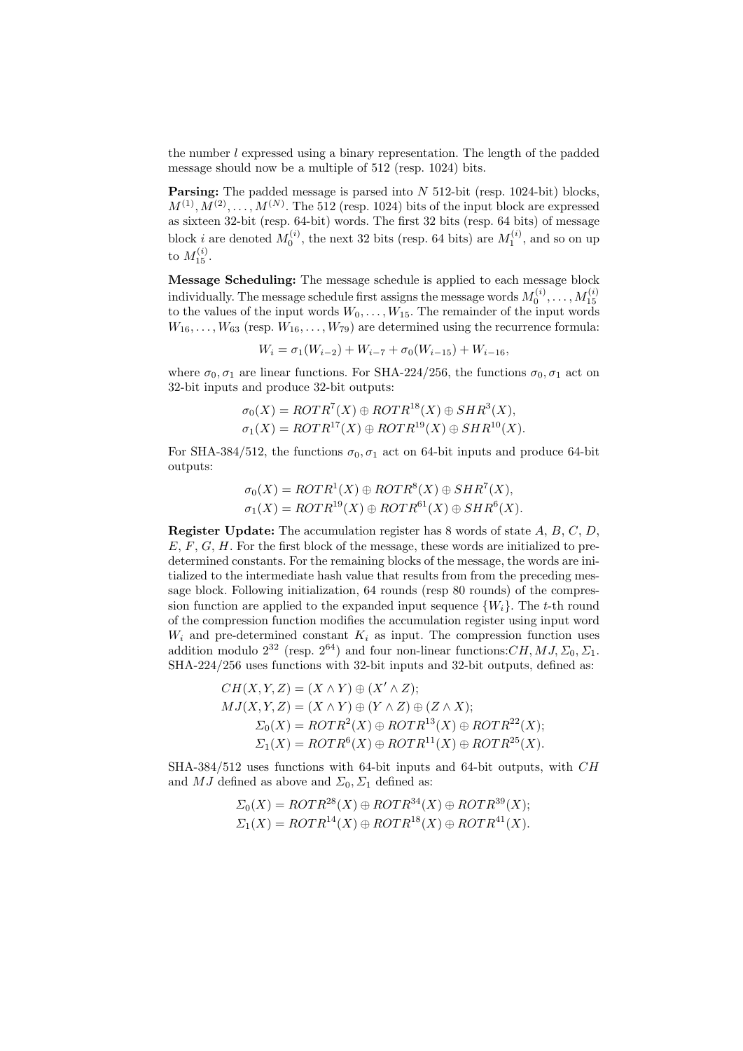the number $l$ expressed using a binary representation. The length of the padded message should now be a multiple of 512 (resp. 1024) bits.

**Parsing:** The padded message is parsed into $N$ 512-bit (resp. 1024-bit) blocks, $M^{(1)}, M^{(2)}, \ldots, M^{(N)}$. The 512 (resp. 1024) bits of the input block are expressed as sixteen 32-bit (resp. 64-bit) words. The first 32 bits (resp. 64 bits) of message block $i$ are denoted $M_0^{(i)}$, the next 32 bits (resp. 64 bits) are $M_1^{(i)}$, and so on up to $M_{15}^{(i)}$.

**Message Scheduling:** The message schedule is applied to each message block individually. The message schedule first assigns the message words $M_0^{(i)}, \ldots, M_{15}^{(i)}$ to the values of the input words $W_0, \ldots, W_{15}$. The remainder of the input words $W_{16}, \ldots, W_{63}$ (resp. $W_{16}, \ldots, W_{79}$) are determined using the recurrence formula:

$$W_i = \sigma_1(W_{i-2}) + W_{i-7} + \sigma_0(W_{i-15}) + W_{i-16},$$

where $\sigma_0, \sigma_1$ are linear functions. For SHA-224/256, the functions $\sigma_0, \sigma_1$ act on 32-bit inputs and produce 32-bit outputs:

$$\sigma_0(X) = ROTR^7(X) \oplus ROTR^{18}(X) \oplus SHR^3(X),$$
$$\sigma_1(X) = ROTR^{17}(X) \oplus ROTR^{19}(X) \oplus SHR^{10}(X).$$

For SHA-384/512, the functions $\sigma_0, \sigma_1$ act on 64-bit inputs and produce 64-bit outputs:

$$\sigma_0(X) = ROTR^1(X) \oplus ROTR^8(X) \oplus SHR^7(X),$$
$$\sigma_1(X) = ROTR^{19}(X) \oplus ROTR^{61}(X) \oplus SHR^6(X).$$

**Register Update:** The accumulation register has 8 words of state $A$, $B$, $C$, $D$, $E$, $F$, $G$, $H$. For the first block of the message, these words are initialized to pre-determined constants. For the remaining blocks of the message, the words are initialized to the intermediate hash value that results from from the preceding message block. Following initialization, 64 rounds (resp 80 rounds) of the compression function are applied to the expanded input sequence $\{W_i\}$. The $t$-th round of the compression function modifies the accumulation register using input word $W_i$ and pre-determined constant $K_i$ as input. The compression function uses addition modulo $2^{32}$ (resp. $2^{64}$) and four non-linear functions:$CH, MJ, \Sigma_0, \Sigma_1$. SHA-224/256 uses functions with 32-bit inputs and 32-bit outputs, defined as:

$$CH(X, Y, Z) = (X \wedge Y) \oplus (X' \wedge Z);$$
$$MJ(X, Y, Z) = (X \wedge Y) \oplus (Y \wedge Z) \oplus (Z \wedge X);$$
$$\Sigma_0(X) = ROTR^2(X) \oplus ROTR^{13}(X) \oplus ROTR^{22}(X);$$
$$\Sigma_1(X) = ROTR^6(X) \oplus ROTR^{11}(X) \oplus ROTR^{25}(X).$$

SHA-384/512 uses functions with 64-bit inputs and 64-bit outputs, with $CH$ and $MJ$ defined as above and $\Sigma_0, \Sigma_1$ defined as:

$$\Sigma_0(X) = ROTR^{28}(X) \oplus ROTR^{34}(X) \oplus ROTR^{39}(X);$$
$$\Sigma_1(X) = ROTR^{14}(X) \oplus ROTR^{18}(X) \oplus ROTR^{41}(X).$$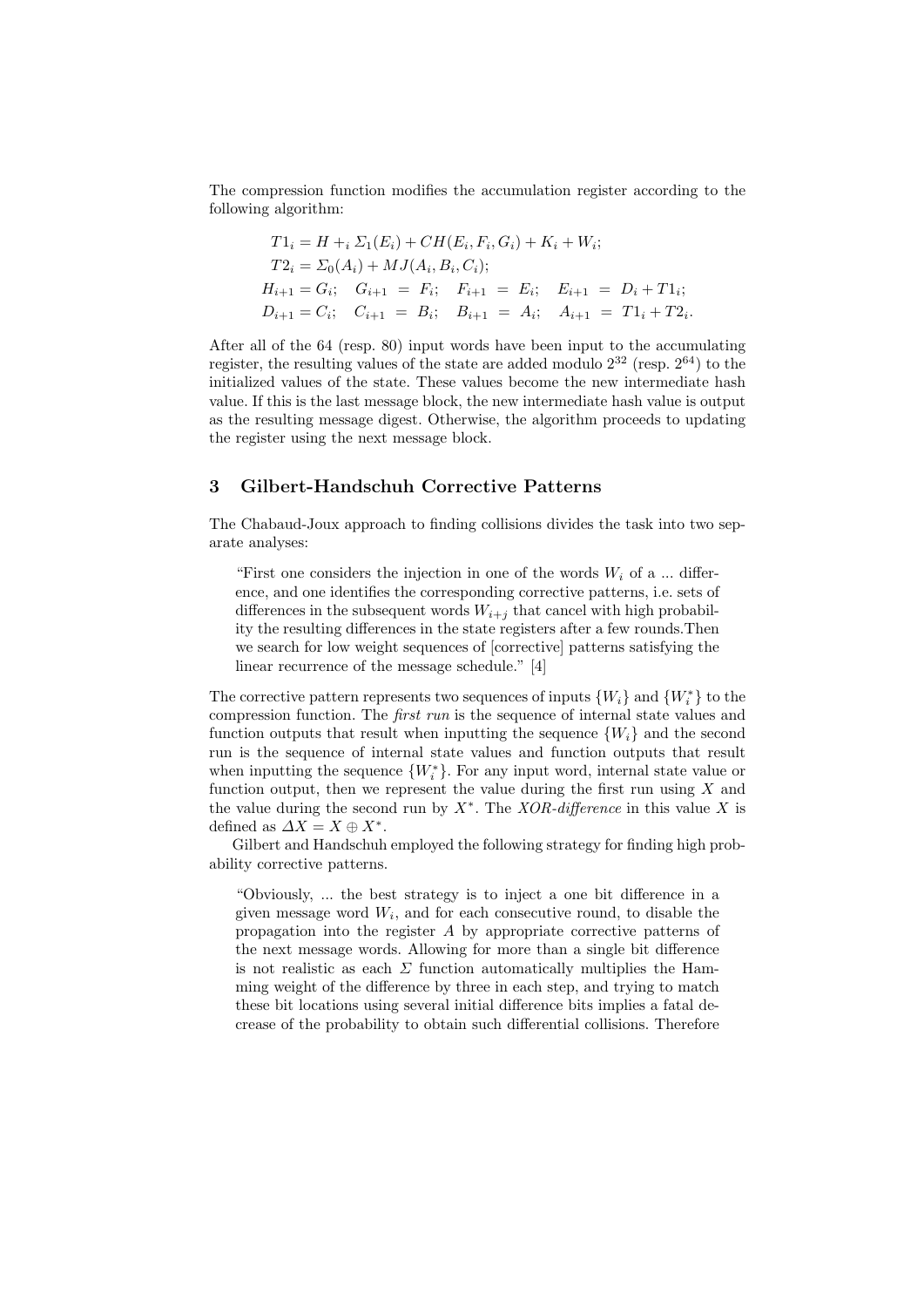The compression function modifies the accumulation register according to the following algorithm:

$$
\begin{aligned}
&T1_i = H +_i \Sigma_1(E_i) + CH(E_i, F_i, G_i) + K_i + W_i;\\
&T2_i = \Sigma_0(A_i) + MJ(A_i, B_i, C_i);\\
&H_{i+1} = G_i; \quad G_{i+1} = F_i; \quad F_{i+1} = E_i; \quad E_{i+1} = D_i + T1_i;\\
&D_{i+1} = C_i; \quad C_{i+1} = B_i; \quad B_{i+1} = A_i; \quad A_{i+1} = T1_i + T2_i.
\end{aligned}
$$

After all of the 64 (resp. 80) input words have been input to the accumulating register, the resulting values of the state are added modulo $2^{32}$ (resp. $2^{64}$) to the initialized values of the state. These values become the new intermediate hash value. If this is the last message block, the new intermediate hash value is output as the resulting message digest. Otherwise, the algorithm proceeds to updating the register using the next message block.

## 3 Gilbert-Handschuh Corrective Patterns

The Chabaud-Joux approach to finding collisions divides the task into two separate analyses:

> "First one considers the injection in one of the words $W_i$ of a ... difference, and one identifies the corresponding corrective patterns, i.e. sets of differences in the subsequent words $W_{i+j}$ that cancel with high probability the resulting differences in the state registers after a few rounds.Then we search for low weight sequences of [corrective] patterns satisfying the linear recurrence of the message schedule." [4]

The corrective pattern represents two sequences of inputs $\{W_i\}$ and $\{W_i^*\}$ to the compression function. The *first run* is the sequence of internal state values and function outputs that result when inputting the sequence $\{W_i\}$ and the second run is the sequence of internal state values and function outputs that result when inputting the sequence $\{W_i^*\}$. For any input word, internal state value or function output, then we represent the value during the first run using $X$ and the value during the second run by $X^*$. The *XOR-difference* in this value $X$ is defined as $\Delta X = X \oplus X^*$.

Gilbert and Handschuh employed the following strategy for finding high probability corrective patterns.

> "Obviously, ... the best strategy is to inject a one bit difference in a given message word $W_i$, and for each consecutive round, to disable the propagation into the register $A$ by appropriate corrective patterns of the next message words. Allowing for more than a single bit difference is not realistic as each $\Sigma$ function automatically multiplies the Hamming weight of the difference by three in each step, and trying to match these bit locations using several initial difference bits implies a fatal decrease of the probability to obtain such differential collisions. Therefore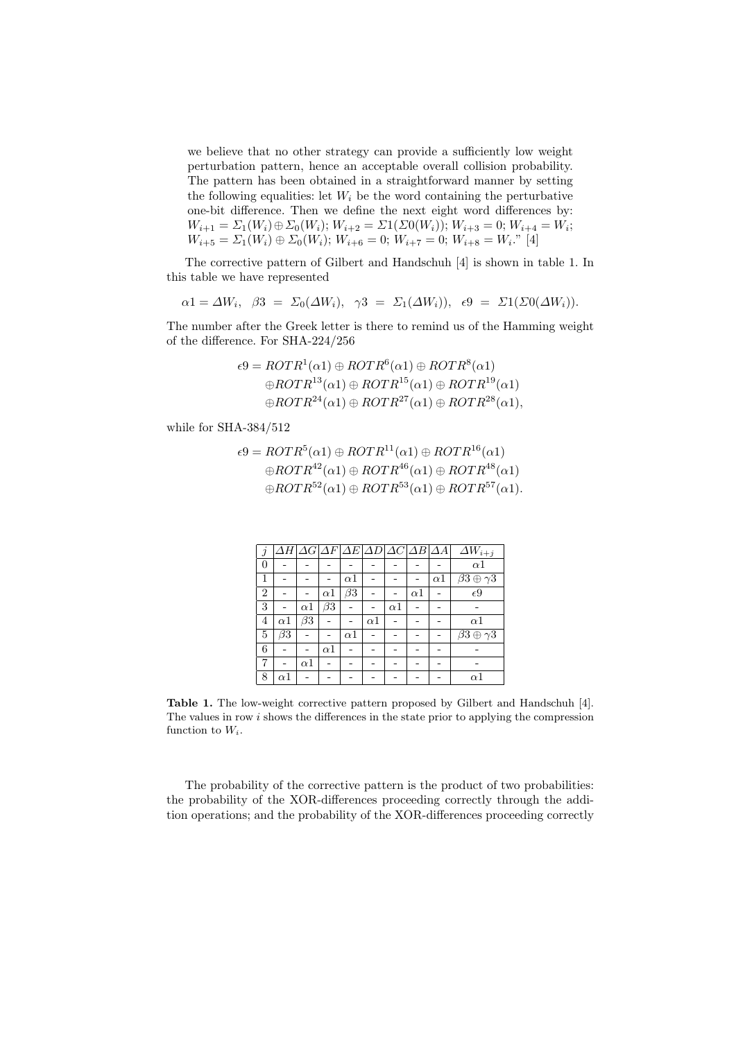we believe that no other strategy can provide a sufficiently low weight perturbation pattern, hence an acceptable overall collision probability. The pattern has been obtained in a straightforward manner by setting the following equalities: let $W_i$ be the word containing the perturbative one-bit difference. Then we define the next eight word differences by: $W_{i+1} = \Sigma_1(W_i) \oplus \Sigma_0(W_i)$; $W_{i+2} = \Sigma1(\Sigma0(W_i))$; $W_{i+3} = 0$; $W_{i+4} = W_i$; $W_{i+5} = \Sigma_1(W_i) \oplus \Sigma_0(W_i)$; $W_{i+6} = 0$; $W_{i+7} = 0$; $W_{i+8} = W_i$." [4]

The corrective pattern of Gilbert and Handschuh [4] is shown in table 1. In this table we have represented

$$\alpha1 = \Delta W_i, \quad \beta3 = \Sigma_0(\Delta W_i), \quad \gamma3 = \Sigma_1(\Delta W_i)), \quad \epsilon9 = \Sigma1(\Sigma0(\Delta W_i)).$$

The number after the Greek letter is there to remind us of the Hamming weight of the difference. For SHA-224/256

$$\begin{aligned}\epsilon9 = &ROTR^1(\alpha1) \oplus ROTR^6(\alpha1) \oplus ROTR^8(\alpha1)\\ &\oplus ROTR^{13}(\alpha1) \oplus ROTR^{15}(\alpha1) \oplus ROTR^{19}(\alpha1)\\ &\oplus ROTR^{24}(\alpha1) \oplus ROTR^{27}(\alpha1) \oplus ROTR^{28}(\alpha1),\end{aligned}$$

while for SHA-384/512

$$\begin{aligned}\epsilon9 = &ROTR^5(\alpha1) \oplus ROTR^{11}(\alpha1) \oplus ROTR^{16}(\alpha1)\\ &\oplus ROTR^{42}(\alpha1) \oplus ROTR^{46}(\alpha1) \oplus ROTR^{48}(\alpha1)\\ &\oplus ROTR^{52}(\alpha1) \oplus ROTR^{53}(\alpha1) \oplus ROTR^{57}(\alpha1).\end{aligned}$$

| $j$ | $\Delta H$ | $\Delta G$ | $\Delta F$ | $\Delta E$ | $\Delta D$ | $\Delta C$ | $\Delta B$ | $\Delta A$ | $\Delta W_{i+j}$ |
|---|---|---|---|---|---|---|---|---|---|
| 0 | - | - | - | - | - | - | - | - | $\alpha1$ |
| 1 | - | - | - | $\alpha1$ | - | - | - | $\alpha1$ | $\beta3 \oplus \gamma3$ |
| 2 | - | - | $\alpha1$ | $\beta3$ | - | - | $\alpha1$ | - | $\epsilon9$ |
| 3 | - | $\alpha1$ | $\beta3$ | - | - | $\alpha1$ | - | - | - |
| 4 | $\alpha1$ | $\beta3$ | - | - | $\alpha1$ | - | - | - | $\alpha1$ |
| 5 | $\beta3$ | - | - | $\alpha1$ | - | - | - | - | $\beta3 \oplus \gamma3$ |
| 6 | - | - | $\alpha1$ | - | - | - | - | - | - |
| 7 | - | $\alpha1$ | - | - | - | - | - | - | - |
| 8 | $\alpha1$ | - | - | - | - | - | - | - | $\alpha1$ |

**Table 1.** The low-weight corrective pattern proposed by Gilbert and Handschuh [4]. The values in row $i$ shows the differences in the state prior to applying the compression function to $W_i$.

The probability of the corrective pattern is the product of two probabilities: the probability of the XOR-differences proceeding correctly through the addition operations; and the probability of the XOR-differences proceeding correctly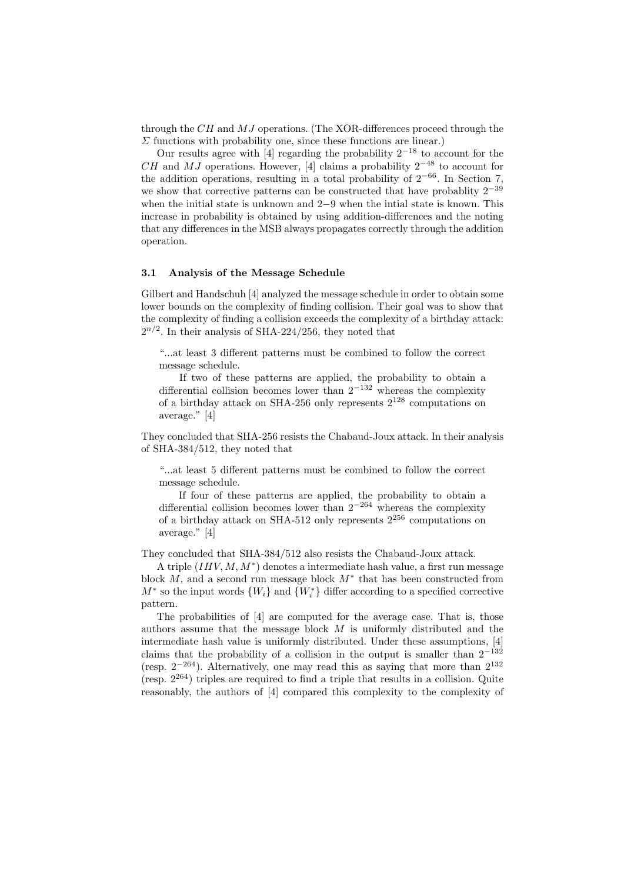through the $CH$ and $MJ$ operations. (The XOR-differences proceed through the $\Sigma$ functions with probability one, since these functions are linear.)

Our results agree with [4] regarding the probability $2^{-18}$ to account for the $CH$ and $MJ$ operations. However, [4] claims a probability $2^{-48}$ to account for the addition operations, resulting in a total probability of $2^{-66}$. In Section 7, we show that corrective patterns can be constructed that have probablity $2^{-39}$ when the initial state is unknown and $2{-}9$ when the intial state is known. This increase in probability is obtained by using addition-differences and the noting that any differences in the MSB always propagates correctly through the addition operation.

### 3.1 Analysis of the Message Schedule

Gilbert and Handschuh [4] analyzed the message schedule in order to obtain some lower bounds on the complexity of finding collision. Their goal was to show that the complexity of finding a collision exceeds the complexity of a birthday attack: $2^{n/2}$. In their analysis of SHA-224/256, they noted that

> "...at least 3 different patterns must be combined to follow the correct message schedule.
>
> If two of these patterns are applied, the probability to obtain a differential collision becomes lower than $2^{-132}$ whereas the complexity of a birthday attack on SHA-256 only represents $2^{128}$ computations on average." [4]

They concluded that SHA-256 resists the Chabaud-Joux attack. In their analysis of SHA-384/512, they noted that

> "...at least 5 different patterns must be combined to follow the correct message schedule.
>
> If four of these patterns are applied, the probability to obtain a differential collision becomes lower than $2^{-264}$ whereas the complexity of a birthday attack on SHA-512 only represents $2^{256}$ computations on average." [4]

They concluded that SHA-384/512 also resists the Chabaud-Joux attack.

A triple $(IHV, M, M^*)$ denotes a intermediate hash value, a first run message block $M$, and a second run message block $M^*$ that has been constructed from $M^*$ so the input words $\{W_i\}$ and $\{W_i^*\}$ differ according to a specified corrective pattern.

The probabilities of [4] are computed for the average case. That is, those authors assume that the message block $M$ is uniformly distributed and the intermediate hash value is uniformly distributed. Under these assumptions, [4] claims that the probability of a collision in the output is smaller than $2^{-132}$ (resp. $2^{-264}$). Alternatively, one may read this as saying that more than $2^{132}$ (resp. $2^{264}$) triples are required to find a triple that results in a collision. Quite reasonably, the authors of [4] compared this complexity to the complexity of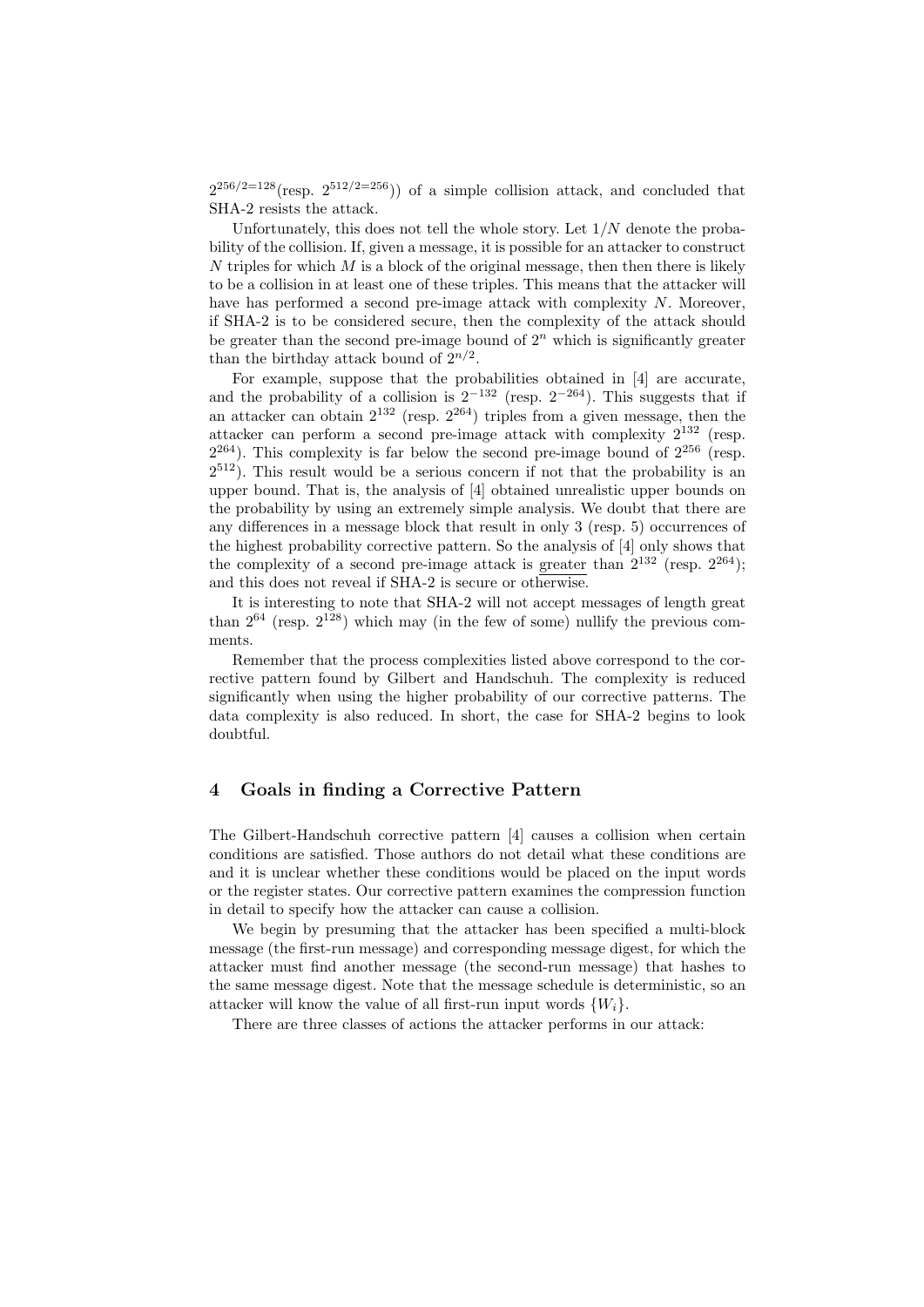$2^{256/2=128}$(resp. $2^{512/2=256}$)) of a simple collision attack, and concluded that SHA-2 resists the attack.

Unfortunately, this does not tell the whole story. Let $1/N$ denote the probability of the collision. If, given a message, it is possible for an attacker to construct $N$ triples for which $M$ is a block of the original message, then then there is likely to be a collision in at least one of these triples. This means that the attacker will have has performed a second pre-image attack with complexity $N$. Moreover, if SHA-2 is to be considered secure, then the complexity of the attack should be greater than the second pre-image bound of $2^n$ which is significantly greater than the birthday attack bound of $2^{n/2}$.

For example, suppose that the probabilities obtained in [4] are accurate, and the probability of a collision is $2^{-132}$ (resp. $2^{-264}$). This suggests that if an attacker can obtain $2^{132}$ (resp. $2^{264}$) triples from a given message, then the attacker can perform a second pre-image attack with complexity $2^{132}$ (resp. $2^{264}$). This complexity is far below the second pre-image bound of $2^{256}$ (resp. $2^{512}$). This result would be a serious concern if not that the probability is an upper bound. That is, the analysis of [4] obtained unrealistic upper bounds on the probability by using an extremely simple analysis. We doubt that there are any differences in a message block that result in only 3 (resp. 5) occurrences of the highest probability corrective pattern. So the analysis of [4] only shows that the complexity of a second pre-image attack is <u>greater</u> than $2^{132}$ (resp. $2^{264}$); and this does not reveal if SHA-2 is secure or otherwise.

It is interesting to note that SHA-2 will not accept messages of length great than $2^{64}$ (resp. $2^{128}$) which may (in the few of some) nullify the previous comments.

Remember that the process complexities listed above correspond to the corrective pattern found by Gilbert and Handschuh. The complexity is reduced significantly when using the higher probability of our corrective patterns. The data complexity is also reduced. In short, the case for SHA-2 begins to look doubtful.

## 4 Goals in finding a Corrective Pattern

The Gilbert-Handschuh corrective pattern [4] causes a collision when certain conditions are satisfied. Those authors do not detail what these conditions are and it is unclear whether these conditions would be placed on the input words or the register states. Our corrective pattern examines the compression function in detail to specify how the attacker can cause a collision.

We begin by presuming that the attacker has been specified a multi-block message (the first-run message) and corresponding message digest, for which the attacker must find another message (the second-run message) that hashes to the same message digest. Note that the message schedule is deterministic, so an attacker will know the value of all first-run input words $\{W_i\}$.

There are three classes of actions the attacker performs in our attack: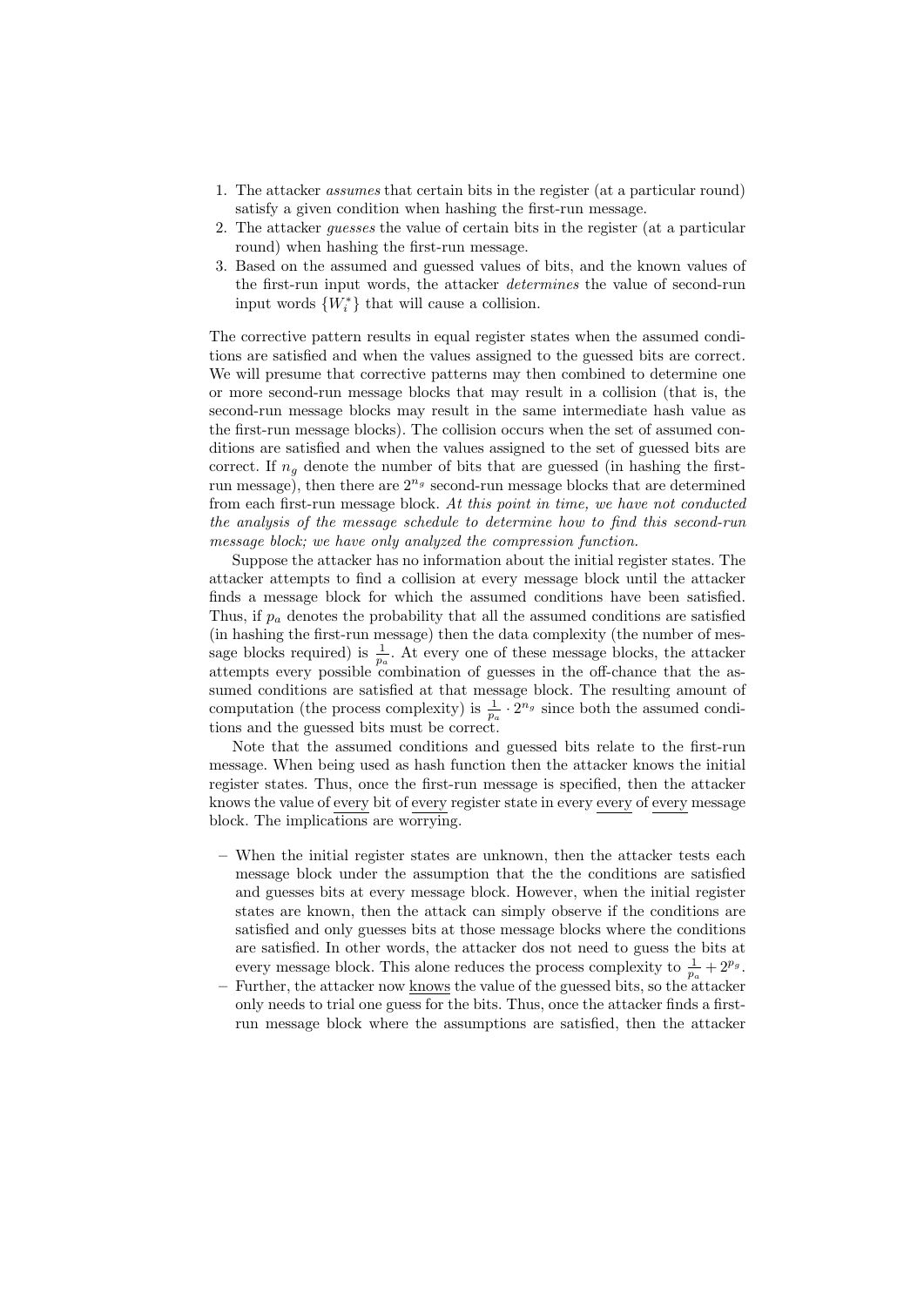1. The attacker *assumes* that certain bits in the register (at a particular round) satisfy a given condition when hashing the first-run message.
2. The attacker *guesses* the value of certain bits in the register (at a particular round) when hashing the first-run message.
3. Based on the assumed and guessed values of bits, and the known values of the first-run input words, the attacker *determines* the value of second-run input words $\{W_i^*\}$ that will cause a collision.

The corrective pattern results in equal register states when the assumed conditions are satisfied and when the values assigned to the guessed bits are correct. We will presume that corrective patterns may then combined to determine one or more second-run message blocks that may result in a collision (that is, the second-run message blocks may result in the same intermediate hash value as the first-run message blocks). The collision occurs when the set of assumed conditions are satisfied and when the values assigned to the set of guessed bits are correct. If $n_g$ denote the number of bits that are guessed (in hashing the first-run message), then there are $2^{n_g}$ second-run message blocks that are determined from each first-run message block. *At this point in time, we have not conducted the analysis of the message schedule to determine how to find this second-run message block; we have only analyzed the compression function.*

Suppose the attacker has no information about the initial register states. The attacker attempts to find a collision at every message block until the attacker finds a message block for which the assumed conditions have been satisfied. Thus, if $p_a$ denotes the probability that all the assumed conditions are satisfied (in hashing the first-run message) then the data complexity (the number of message blocks required) is $\frac{1}{p_a}$. At every one of these message blocks, the attacker attempts every possible combination of guesses in the off-chance that the assumed conditions are satisfied at that message block. The resulting amount of computation (the process complexity) is $\frac{1}{p_a} \cdot 2^{n_g}$ since both the assumed conditions and the guessed bits must be correct.

Note that the assumed conditions and guessed bits relate to the first-run message. When being used as hash function then the attacker knows the initial register states. Thus, once the first-run message is specified, then the attacker knows the value of <u>every</u> bit of <u>every</u> register state in every <u>every</u> of <u>every</u> message block. The implications are worrying.

- When the initial register states are unknown, then the attacker tests each message block under the assumption that the the conditions are satisfied and guesses bits at every message block. However, when the initial register states are known, then the attack can simply observe if the conditions are satisfied and only guesses bits at those message blocks where the conditions are satisfied. In other words, the attacker dos not need to guess the bits at every message block. This alone reduces the process complexity to $\frac{1}{p_a} + 2^{p_g}$.
- Further, the attacker now <u>knows</u> the value of the guessed bits, so the attacker only needs to trial one guess for the bits. Thus, once the attacker finds a first-run message block where the assumptions are satisfied, then the attacker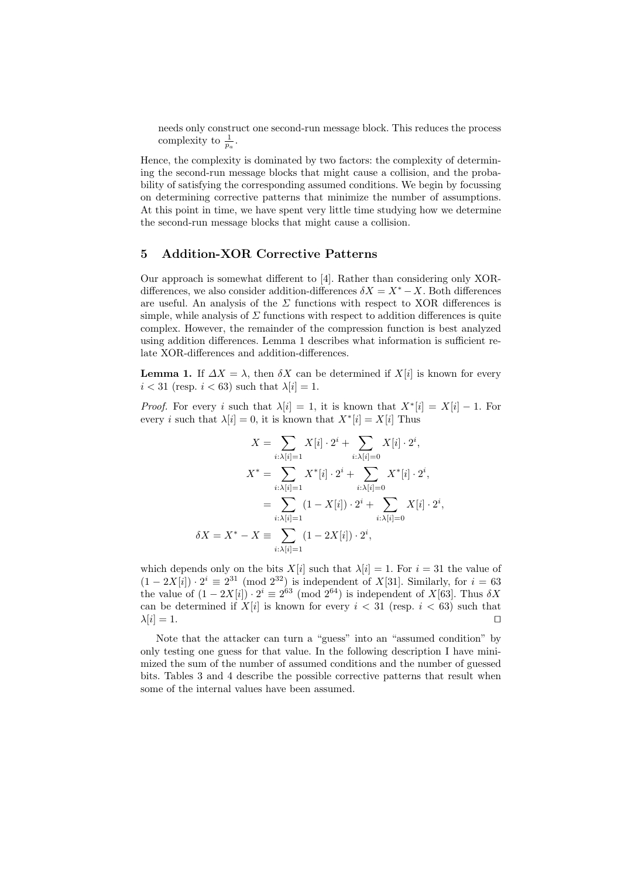needs only construct one second-run message block. This reduces the process complexity to $\frac{1}{p_a}$.

Hence, the complexity is dominated by two factors: the complexity of determining the second-run message blocks that might cause a collision, and the probability of satisfying the corresponding assumed conditions. We begin by focussing on determining corrective patterns that minimize the number of assumptions. At this point in time, we have spent very little time studying how we determine the second-run message blocks that might cause a collision.

## 5 Addition-XOR Corrective Patterns

Our approach is somewhat different to [4]. Rather than considering only XOR-differences, we also consider addition-differences $\delta X = X^* - X$. Both differences are useful. An analysis of the $\Sigma$ functions with respect to XOR differences is simple, while analysis of $\Sigma$ functions with respect to addition differences is quite complex. However, the remainder of the compression function is best analyzed using addition differences. Lemma 1 describes what information is sufficient relate XOR-differences and addition-differences.

**Lemma 1.** If $\Delta X = \lambda$, then $\delta X$ can be determined if $X[i]$ is known for every $i < 31$ (resp. $i < 63$) such that $\lambda[i] = 1$.

*Proof.* For every $i$ such that $\lambda[i] = 1$, it is known that $X^*[i] = X[i] - 1$. For every $i$ such that $\lambda[i] = 0$, it is known that $X^*[i] = X[i]$ Thus

$$
\begin{aligned}
X &= \sum_{i:\lambda[i]=1} X[i] \cdot 2^i + \sum_{i:\lambda[i]=0} X[i] \cdot 2^i, \\
X^* &= \sum_{i:\lambda[i]=1} X^*[i] \cdot 2^i + \sum_{i:\lambda[i]=0} X^*[i] \cdot 2^i, \\
&= \sum_{i:\lambda[i]=1} (1 - X[i]) \cdot 2^i + \sum_{i:\lambda[i]=0} X[i] \cdot 2^i, \\
\delta X = X^* - X &\equiv \sum_{i:\lambda[i]=1} (1 - 2X[i]) \cdot 2^i,
\end{aligned}
$$

which depends only on the bits $X[i]$ such that $\lambda[i] = 1$. For $i = 31$ the value of $(1 - 2X[i]) \cdot 2^i \equiv 2^{31} \pmod{2^{32}}$ is independent of $X[31]$. Similarly, for $i = 63$ the value of $(1 - 2X[i]) \cdot 2^i \equiv 2^{63} \pmod{2^{64}}$ is independent of $X[63]$. Thus $\delta X$ can be determined if $X[i]$ is known for every $i < 31$ (resp. $i < 63$) such that $\lambda[i] = 1$. $\square$

Note that the attacker can turn a "guess" into an "assumed condition" by only testing one guess for that value. In the following description I have minimized the sum of the number of assumed conditions and the number of guessed bits. Tables 3 and 4 describe the possible corrective patterns that result when some of the internal values have been assumed.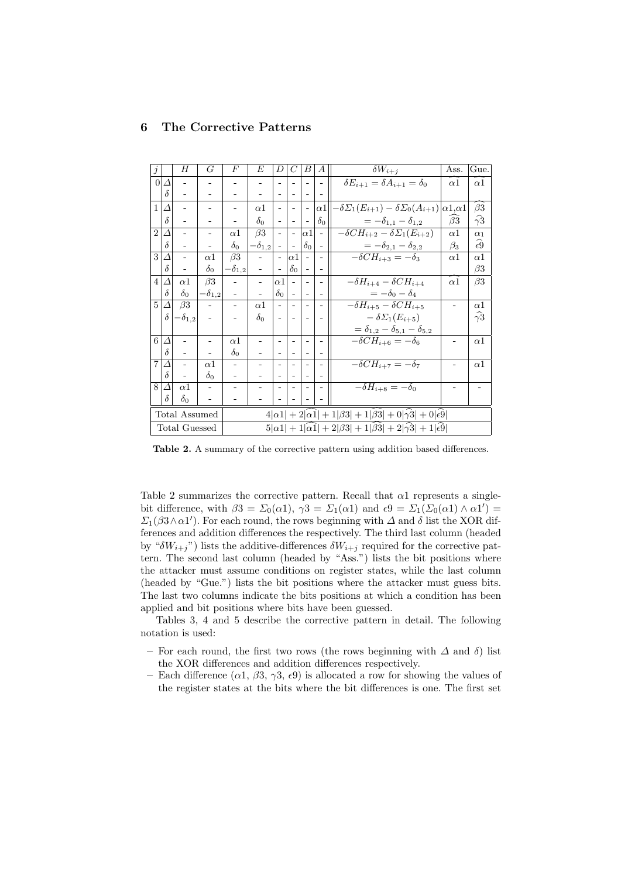## 6 The Corrective Patterns

| $j$ | | $H$ | $G$ | $F$ | $E$ | $D$ | $C$ | $B$ | $A$ | $\delta W_{i+j}$ | Ass. | Gue. |
|---|---|---|---|---|---|---|---|---|---|---|---|---|
| 0 | $\Delta$ | - | - | - | - | - | - | - | - | $\delta E_{i+1} = \delta A_{i+1} = \delta_0$ | $\widehat{\alpha 1}$ | $\widehat{\alpha 1}$ |
| | $\delta$ | - | - | - | - | - | - | - | - | | | |
| 1 | $\Delta$ | - | - | - | $\alpha 1$ | - | - | - | $\alpha 1$ | $-\delta\Sigma_1(E_{i+1}) - \delta\Sigma_0(A_{i+1})$ | $\alpha 1, \alpha 1$ | $\widehat{\beta 3}$ |
| | $\delta$ | - | - | - | $\delta_0$ | - | - | - | $\delta_0$ | $= -\delta_{1,1} - \delta_{1,2}$ | $\widehat{\beta 3}$ | $\widehat{\gamma 3}$ |
| 2 | $\Delta$ | - | - | $\alpha 1$ | $\beta 3$ | - | - | $\alpha 1$ | - | $-\delta CH_{i+2} - \delta\Sigma_1(E_{i+2})$ | $\alpha 1$ | $\alpha_1$ |
| | $\delta$ | - | - | $\delta_0$ | $-\delta_{1,2}$ | - | - | $\delta_0$ | - | $= -\delta_{2,1} - \delta_{2,2}$ | $\beta_3$ | $\widehat{\epsilon 9}$ |
| 3 | $\Delta$ | - | $\alpha 1$ | $\beta 3$ | - | - | $\alpha 1$ | - | - | $-\delta CH_{i+3} = -\delta_3$ | $\alpha 1$ | $\alpha 1$ |
| | $\delta$ | - | $\delta_0$ | $-\delta_{1,2}$ | - | - | $\delta_0$ | - | - | | | $\beta 3$ |
| 4 | $\Delta$ | $\alpha 1$ | $\beta 3$ | - | - | $\alpha 1$ | - | - | - | $-\delta H_{i+4} - \delta CH_{i+4}$ | $\widehat{\alpha 1}$ | $\beta 3$ |
| | $\delta$ | $\delta_0$ | $-\delta_{1,2}$ | - | - | $\delta_0$ | - | - | - | $= -\delta_0 - \delta_4$ | | |
| 5 | $\Delta$ | $\beta 3$ | - | - | $\alpha 1$ | - | - | - | - | $-\delta H_{i+5} - \delta CH_{i+5}$ | - | $\alpha 1$ |
| | $\delta$ | $-\delta_{1,2}$ | - | - | $\delta_0$ | - | - | - | - | $- \delta\Sigma_1(E_{i+5})$ | | $\widehat{\gamma 3}$ |
| | | | | | | | | | | $= \delta_{1,2} - \delta_{5,1} - \delta_{5,2}$ | | |
| 6 | $\Delta$ | - | - | $\alpha 1$ | - | - | - | - | - | $-\delta CH_{i+6} = -\delta_6$ | - | $\alpha 1$ |
| | $\delta$ | - | - | $\delta_0$ | - | - | - | - | - | | | |
| 7 | $\Delta$ | - | $\alpha 1$ | - | - | - | - | - | - | $-\delta CH_{i+7} = -\delta_7$ | - | $\alpha 1$ |
| | $\delta$ | - | $\delta_0$ | - | - | - | - | - | - | | | |
| 8 | $\Delta$ | $\alpha 1$ | - | - | - | - | - | - | - | $-\delta H_{i+8} = -\delta_0$ | - | - |
| | $\delta$ | $\delta_0$ | - | - | - | - | - | - | - | | | |
| Total Assumed | | $4\lvert\alpha 1\rvert + 2\lvert\widehat{\alpha 1}\rvert + 1\lvert\beta 3\rvert + 1\lvert\widehat{\beta 3}\rvert + 0\lvert\widehat{\gamma 3}\rvert + 0\lvert\widehat{\epsilon 9}\rvert$ | | | | | | | | | | |
| Total Guessed | | $5\lvert\alpha 1\rvert + 1\lvert\widehat{\alpha 1}\rvert + 2\lvert\beta 3\rvert + 1\lvert\widehat{\beta 3}\rvert + 2\lvert\widehat{\gamma 3}\rvert + 1\lvert\widehat{\epsilon 9}\rvert$ | | | | | | | | | | |

**Table 2.** A summary of the corrective pattern using addition based differences.

Table 2 summarizes the corrective pattern. Recall that $\alpha 1$ represents a single-bit difference, with $\beta 3 = \Sigma_0(\alpha 1)$, $\gamma 3 = \Sigma_1(\alpha 1)$ and $\epsilon 9 = \Sigma_1(\Sigma_0(\alpha 1) \wedge \alpha 1') = \Sigma_1(\beta 3 \wedge \alpha 1')$. For each round, the rows beginning with $\Delta$ and $\delta$ list the XOR differences and addition differences the respectively. The third last column (headed by "$\delta W_{i+j}$") lists the additive-differences $\delta W_{i+j}$ required for the corrective pattern. The second last column (headed by "Ass.") lists the bit positions where the attacker must assume conditions on register states, while the last column (headed by "Gue.") lists the bit positions where the attacker must guess bits. The last two columns indicate the bits positions at which a condition has been applied and bit positions where bits have been guessed.

Tables 3, 4 and 5 describe the corrective pattern in detail. The following notation is used:

- For each round, the first two rows (the rows beginning with $\Delta$ and $\delta$) list the XOR differences and addition differences respectively.
- Each difference ($\alpha 1$, $\beta 3$, $\gamma 3$, $\epsilon 9$) is allocated a row for showing the values of the register states at the bits where the bit differences is one. The first set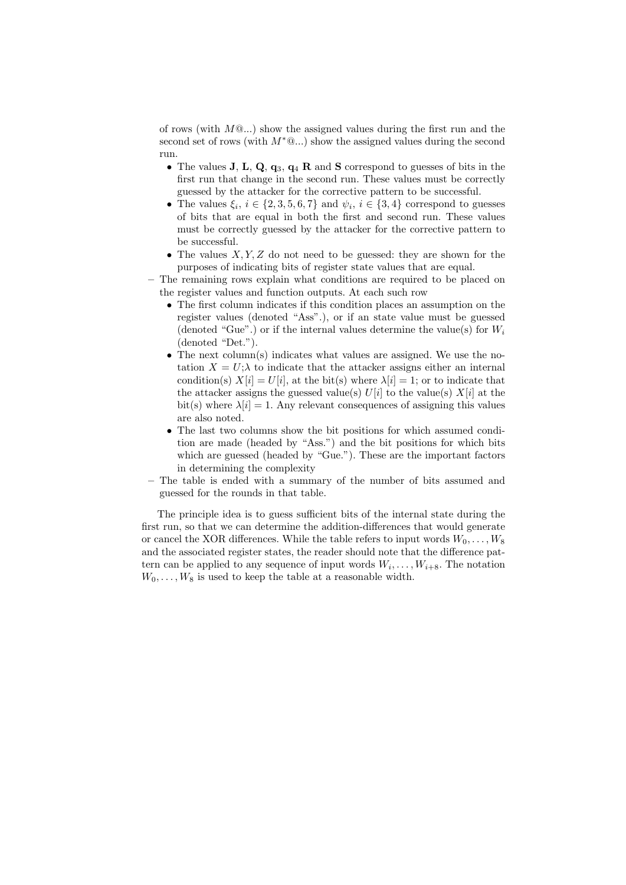of rows (with $M$@...) show the assigned values during the first run and the second set of rows (with $M^*$@...) show the assigned values during the second run.

- The values **J**, **L**, **Q**, $\mathbf{q}_3$, $\mathbf{q}_4$ **R** and **S** correspond to guesses of bits in the first run that change in the second run. These values must be correctly guessed by the attacker for the corrective pattern to be successful.
- The values $\xi_i$, $i \in \{2,3,5,6,7\}$ and $\psi_i$, $i \in \{3,4\}$ correspond to guesses of bits that are equal in both the first and second run. These values must be correctly guessed by the attacker for the corrective pattern to be successful.
- The values $X, Y, Z$ do not need to be guessed: they are shown for the purposes of indicating bits of register state values that are equal.

– The remaining rows explain what conditions are required to be placed on the register values and function outputs. At each such row

- The first column indicates if this condition places an assumption on the register values (denoted "Ass".), or if an state value must be guessed (denoted "Gue".) or if the internal values determine the value(s) for $W_i$ (denoted "Det.").
- The next column(s) indicates what values are assigned. We use the notation $X = U;\lambda$ to indicate that the attacker assigns either an internal condition(s) $X[i] = U[i]$, at the bit(s) where $\lambda[i] = 1$; or to indicate that the attacker assigns the guessed value(s) $U[i]$ to the value(s) $X[i]$ at the bit(s) where $\lambda[i] = 1$. Any relevant consequences of assigning this values are also noted.
- The last two columns show the bit positions for which assumed condition are made (headed by "Ass.") and the bit positions for which bits which are guessed (headed by "Gue."). These are the important factors in determining the complexity

– The table is ended with a summary of the number of bits assumed and guessed for the rounds in that table.

The principle idea is to guess sufficient bits of the internal state during the first run, so that we can determine the addition-differences that would generate or cancel the XOR differences. While the table refers to input words $W_0, \ldots, W_8$ and the associated register states, the reader should note that the difference pattern can be applied to any sequence of input words $W_i, \ldots, W_{i+8}$. The notation $W_0, \ldots, W_8$ is used to keep the table at a reasonable width.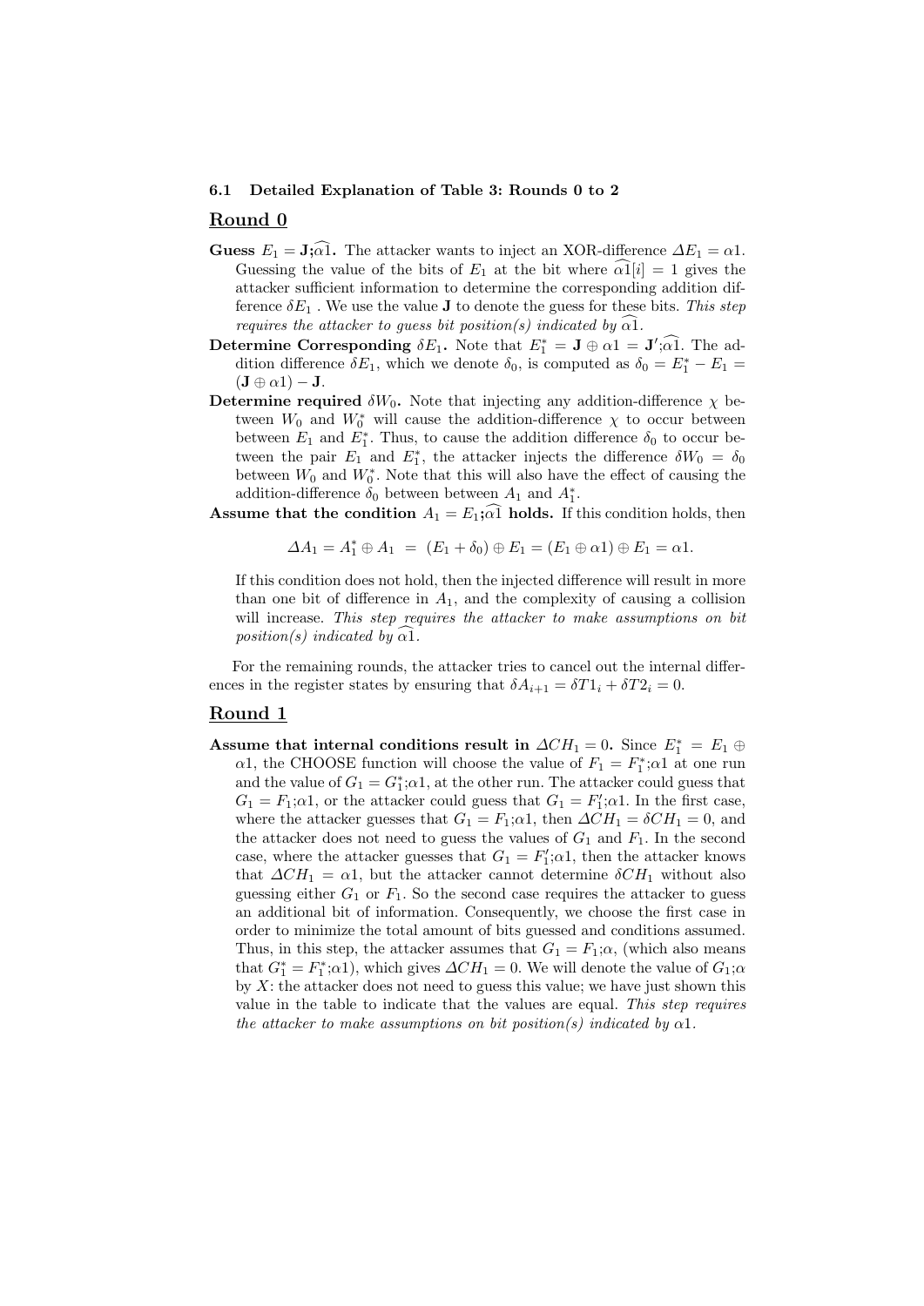### 6.1 Detailed Explanation of Table 3: Rounds 0 to 2

## Round 0

**Guess $E_1 = \mathbf{J};\widehat{\alpha 1}$.** The attacker wants to inject an XOR-difference $\Delta E_1 = \alpha 1$. Guessing the value of the bits of $E_1$ at the bit where $\widehat{\alpha 1}[i] = 1$ gives the attacker sufficient information to determine the corresponding addition difference $\delta E_1$ . We use the value $\mathbf{J}$ to denote the guess for these bits. *This step requires the attacker to guess bit position(s) indicated by $\widehat{\alpha 1}$.*

**Determine Corresponding $\delta E_1$.** Note that $E_1^* = \mathbf{J} \oplus \alpha 1 = \mathbf{J}';\widehat{\alpha 1}$. The addition difference $\delta E_1$, which we denote $\delta_0$, is computed as $\delta_0 = E_1^* - E_1 = (\mathbf{J} \oplus \alpha 1) - \mathbf{J}$.

**Determine required $\delta W_0$.** Note that injecting any addition-difference $\chi$ between $W_0$ and $W_0^*$ will cause the addition-difference $\chi$ to occur between between $E_1$ and $E_1^*$. Thus, to cause the addition difference $\delta_0$ to occur between the pair $E_1$ and $E_1^*$, the attacker injects the difference $\delta W_0 = \delta_0$ between $W_0$ and $W_0^*$. Note that this will also have the effect of causing the addition-difference $\delta_0$ between between $A_1$ and $A_1^*$.

**Assume that the condition $A_1 = E_1;\widehat{\alpha 1}$ holds.** If this condition holds, then

$$\Delta A_1 = A_1^* \oplus A_1 \ = \ (E_1 + \delta_0) \oplus E_1 = (E_1 \oplus \alpha 1) \oplus E_1 = \alpha 1.$$

If this condition does not hold, then the injected difference will result in more than one bit of difference in $A_1$, and the complexity of causing a collision will increase. *This step requires the attacker to make assumptions on bit position(s) indicated by $\widehat{\alpha 1}$.*

For the remaining rounds, the attacker tries to cancel out the internal differences in the register states by ensuring that $\delta A_{i+1} = \delta T1_i + \delta T2_i = 0$.

## Round 1

**Assume that internal conditions result in $\Delta CH_1 = 0$.** Since $E_1^* = E_1 \oplus \alpha 1$, the CHOOSE function will choose the value of $F_1 = F_1^*;\alpha 1$ at one run and the value of $G_1 = G_1^*;\alpha 1$, at the other run. The attacker could guess that $G_1 = F_1;\alpha 1$, or the attacker could guess that $G_1 = F_1';\alpha 1$. In the first case, where the attacker guesses that $G_1 = F_1;\alpha 1$, then $\Delta CH_1 = \delta CH_1 = 0$, and the attacker does not need to guess the values of $G_1$ and $F_1$. In the second case, where the attacker guesses that $G_1 = F_1';\alpha 1$, then the attacker knows that $\Delta CH_1 = \alpha 1$, but the attacker cannot determine $\delta CH_1$ without also guessing either $G_1$ or $F_1$. So the second case requires the attacker to guess an additional bit of information. Consequently, we choose the first case in order to minimize the total amount of bits guessed and conditions assumed. Thus, in this step, the attacker assumes that $G_1 = F_1;\alpha$, (which also means that $G_1^* = F_1^*;\alpha 1$), which gives $\Delta CH_1 = 0$. We will denote the value of $G_1;\alpha$ by $X$: the attacker does not need to guess this value; we have just shown this value in the table to indicate that the values are equal. *This step requires the attacker to make assumptions on bit position(s) indicated by $\alpha 1$.*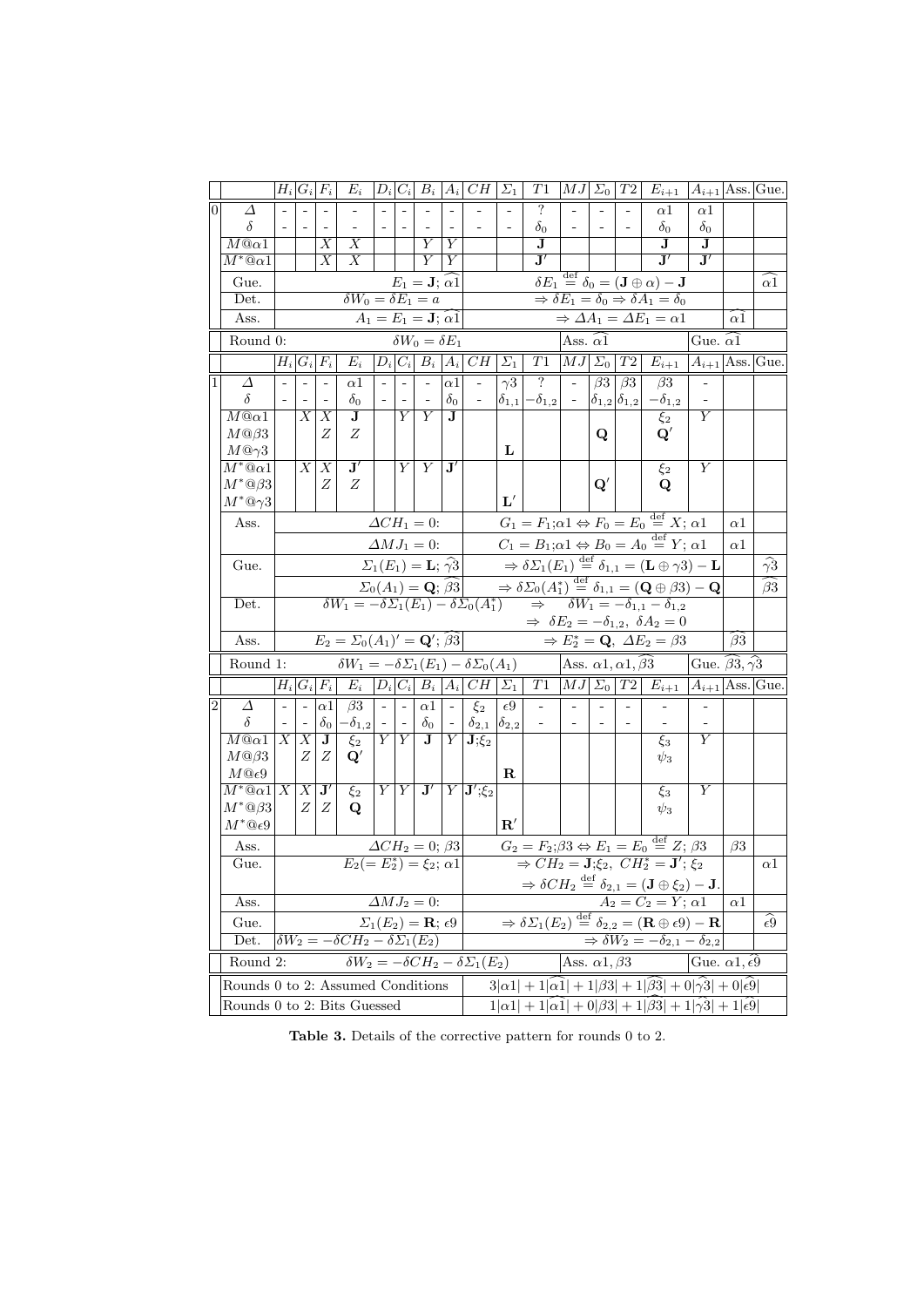| | | $H_i$ | $G_i$ | $F_i$ | $E_i$ | $D_i$ | $C_i$ | $B_i$ | $A_i$ | $CH$ | $\Sigma_1$ | $T1$ | $MJ$ | $\Sigma_0$ | $T2$ | $E_{i+1}$ | $A_{i+1}$ | Ass. | Gue. |
|---|---|---|---|---|---|---|---|---|---|---|---|---|---|---|---|---|---|---|---|
| 0 | $\Delta$ | - | - | - | - | - | - | - | - | - | - | ? | - | - | - | $\alpha1$ | $\alpha1$ | | |
| | $\delta$ | - | - | - | - | - | - | - | - | - | - | $\delta_0$ | - | - | - | $\delta_0$ | $\delta_0$ | | |
| | $M@\alpha1$ | | | $X$ | $X$ | | | $Y$ | $Y$ | | | $\mathbf{J}$ | | | | $\mathbf{J}$ | $\mathbf{J}$ | | |
| | $M^*@\alpha1$ | | | $X$ | $X$ | | | $Y$ | $Y$ | | | $\mathbf{J}'$ | | | | $\mathbf{J}'$ | $\mathbf{J}'$ | | |
| | Gue. | | | | $E_1 = \mathbf{J};\ \widehat{\alpha1}$ | | | | | | | $\delta E_1 \overset{\text{def}}{=} \delta_0 = (\mathbf{J} \oplus \alpha) - \mathbf{J}$ | | | | | | | $\widehat{\alpha1}$ |
| | Det. | | | | $\delta W_0 = \delta E_1 = a$ | | | | | | | $\Rightarrow \delta E_1 = \delta_0 \Rightarrow \delta A_1 = \delta_0$ | | | | | | | |
| | Ass. | | | | $A_1 = E_1 = \mathbf{J};\ \widehat{\alpha1}$ | | | | | | | $\Rightarrow \Delta A_1 = \Delta E_1 = \alpha1$ | | | | | | $\widehat{\alpha1}$ | |
| | Round 0: | | | | $\delta W_0 = \delta E_1$ | | | | | | | | Ass. $\widehat{\alpha1}$ | | | | Gue. $\widehat{\alpha1}$ | | |
| | | $H_i$ | $G_i$ | $F_i$ | $E_i$ | $D_i$ | $C_i$ | $B_i$ | $A_i$ | $CH$ | $\Sigma_1$ | $T1$ | $MJ$ | $\Sigma_0$ | $T2$ | $E_{i+1}$ | $A_{i+1}$ | Ass. | Gue. |
| 1 | $\Delta$ | - | - | - | $\alpha1$ | - | - | - | $\alpha1$ | - | $\gamma3$ | ? | - | $\beta3$ | $\beta3$ | $\beta3$ | - | | |
| | $\delta$ | - | - | - | $\delta_0$ | - | - | - | $\delta_0$ | - | $\delta_{1,1}$ | $-\delta_{1,2}$ | - | $\delta_{1,2}$ | $\delta_{1,2}$ | $-\delta_{1,2}$ | - | | |
| | $M@\alpha1$ | | $X$ | $X$ | $\mathbf{J}$ | | $Y$ | $Y$ | $\mathbf{J}$ | | | | | | | $\xi_2$ | $Y$ | | |
| | $M@\beta3$ | | | $Z$ | $Z$ | | | | | | | | | $\mathbf{Q}$ | | $\mathbf{Q}'$ | | | |
| | $M@\gamma3$ | | | | | | | | | | $\mathbf{L}$ | | | | | | | | |
| | $M^*@\alpha1$ | | $X$ | $X$ | $\mathbf{J}'$ | | $Y$ | $Y$ | $\mathbf{J}'$ | | | | | | | $\xi_2$ | $Y$ | | |
| | $M^*@\beta3$ | | | $Z$ | $Z$ | | | | | | | | | $\mathbf{Q}'$ | | $\mathbf{Q}$ | | | |
| | $M^*@\gamma3$ | | | | | | | | | | $\mathbf{L}'$ | | | | | | | | |
| | Ass. | | | | $\Delta CH_1 = 0$: | | | | | | | $G_1 = F_1;\alpha1 \Leftrightarrow F_0 = E_0 \overset{\text{def}}{=} X;\ \alpha1$ | | | | | | $\alpha1$ | |
| | | | | | $\Delta MJ_1 = 0$: | | | | | | | $C_1 = B_1;\alpha1 \Leftrightarrow B_0 = A_0 \overset{\text{def}}{=} Y;\ \alpha1$ | | | | | | $\alpha1$ | |
| | Gue. | | | | $\Sigma_1(E_1) = \mathbf{L};\ \widehat{\gamma3}$ | | | | | | | $\Rightarrow \delta\Sigma_1(E_1) \overset{\text{def}}{=} \delta_{1,1} = (\mathbf{L} \oplus \gamma3) - \mathbf{L}$ | | | | | | | $\widehat{\gamma3}$ |
| | | | | | $\Sigma_0(A_1) = \mathbf{Q};\ \widehat{\beta3}$ | | | | | | | $\Rightarrow \delta\Sigma_0(A_1^*) \overset{\text{def}}{=} \delta_{1,1} = (\mathbf{Q} \oplus \beta3) - \mathbf{Q}$ | | | | | | | $\widehat{\beta3}$ |
| | Det. | | | | $\delta W_1 = -\delta\Sigma_1(E_1) - \delta\Sigma_0(A_1^*)$ | | | | | | | $\Rightarrow \delta W_1 = -\delta_{1,1} - \delta_{1,2}$ | | | | | | | |
| | | | | | | | | | | | | $\Rightarrow \delta E_2 = -\delta_{1,2},\ \delta A_2 = 0$ | | | | | | | |
| | Ass. | | | | $E_2 = \Sigma_0(A_1)' = \mathbf{Q}';\ \widehat{\beta3}$ | | | | | | | $\Rightarrow E_2^* = \mathbf{Q},\ \Delta E_2 = \beta3$ | | | | | | $\widehat{\beta3}$ | |
| | Round 1: | | | | $\delta W_1 = -\delta\Sigma_1(E_1) - \delta\Sigma_0(A_1)$ | | | | | | | | Ass. $\alpha1, \alpha1, \widehat{\beta3}$ | | | | Gue. $\widehat{\beta3}, \widehat{\gamma3}$ | | |
| | | $H_i$ | $G_i$ | $F_i$ | $E_i$ | $D_i$ | $C_i$ | $B_i$ | $A_i$ | $CH$ | $\Sigma_1$ | $T1$ | $MJ$ | $\Sigma_0$ | $T2$ | $E_{i+1}$ | $A_{i+1}$ | Ass. | Gue. |
| 2 | $\Delta$ | - | - | $\alpha1$ | $\beta3$ | - | - | $\alpha1$ | - | $\xi_2$ | $\epsilon9$ | - | - | - | - | - | - | | |
| | $\delta$ | - | - | $\delta_0$ | $-\delta_{1,2}$ | - | - | $\delta_0$ | - | $\delta_{2,1}$ | $\delta_{2,2}$ | - | - | - | - | - | - | | |
| | $M@\alpha1$ | $X$ | $X$ | $\mathbf{J}$ | $\xi_2$ | $Y$ | $Y$ | $\mathbf{J}$ | $Y$ | $\mathbf{J};\xi_2$ | | | | | | $\xi_3$ | $Y$ | | |
| | $M@\beta3$ | | $Z$ | $Z$ | $\mathbf{Q}'$ | | | | | | | | | | | $\psi_3$ | | | |
| | $M@\epsilon9$ | | | | | | | | | | $\mathbf{R}$ | | | | | | | | |
| | $M^*@\alpha1$ | $X$ | $X$ | $\mathbf{J}'$ | $\xi_2$ | $Y$ | $Y$ | $\mathbf{J}'$ | $Y$ | $\mathbf{J}';\xi_2$ | | | | | | $\xi_3$ | $Y$ | | |
| | $M^*@\beta3$ | | $Z$ | $Z$ | $\mathbf{Q}$ | | | | | | | | | | | $\psi_3$ | | | |
| | $M^*@\epsilon9$ | | | | | | | | | | $\mathbf{R}'$ | | | | | | | | |
| | Ass. | | | | $\Delta CH_2 = 0;\ \beta3$ | | | | | | | $G_2 = F_2;\beta3 \Leftrightarrow E_1 = E_0 \overset{\text{def}}{=} Z;\ \beta3$ | | | | | | $\beta3$ | |
| | Gue. | | | | $E_2 (= E_2^*) = \xi_2;\ \alpha1$ | | | | | | | $\Rightarrow CH_2 = \mathbf{J};\xi_2,\ CH_2^* = \mathbf{J}';\xi_2$ | | | | | | | $\alpha1$ |
| | | | | | | | | | | | | $\Rightarrow \delta CH_2 \overset{\text{def}}{=} \delta_{2,1} = (\mathbf{J} \oplus \xi_2) - \mathbf{J}$. | | | | | | | |
| | Ass. | | | | $\Delta MJ_2 = 0$: | | | | | | | $A_2 = C_2 = Y;\ \alpha1$ | | | | | | $\alpha1$ | |
| | Gue. | | | | $\Sigma_1(E_2) = \mathbf{R};\ \epsilon9$ | | | | | | | $\Rightarrow \delta\Sigma_1(E_2) \overset{\text{def}}{=} \delta_{2,2} = (\mathbf{R} \oplus \epsilon9) - \mathbf{R}$ | | | | | | | $\widehat{\epsilon9}$ |
| | Det. | | | | $\delta W_2 = -\delta CH_2 - \delta\Sigma_1(E_2)$ | | | | | | | $\Rightarrow \delta W_2 = -\delta_{2,1} - \delta_{2,2}$ | | | | | | | |
| | Round 2: | | | | $\delta W_2 = -\delta CH_2 - \delta\Sigma_1(E_2)$ | | | | | | | | Ass. $\alpha1, \beta3$ | | | | Gue. $\alpha1, \widehat{\epsilon9}$ | | |
| | Rounds 0 to 2: Assumed Conditions | | | | | | | | | | | $3\|\alpha1\| + 1\|\widehat{\alpha1}\| + 1\|\beta3\| + 1\|\widehat{\beta3}\| + 0\|\widehat{\gamma3}\| + 0\|\widehat{\epsilon9}\|$ | | | | | | | |
| | Rounds 0 to 2: Bits Guessed | | | | | | | | | | | $1\|\alpha1\| + 1\|\widehat{\alpha1}\| + 0\|\beta3\| + 1\|\widehat{\beta3}\| + 1\|\widehat{\gamma3}\| + 1\|\widehat{\epsilon9}\|$ | | | | | | | |

**Table 3.** Details of the corrective pattern for rounds 0 to 2.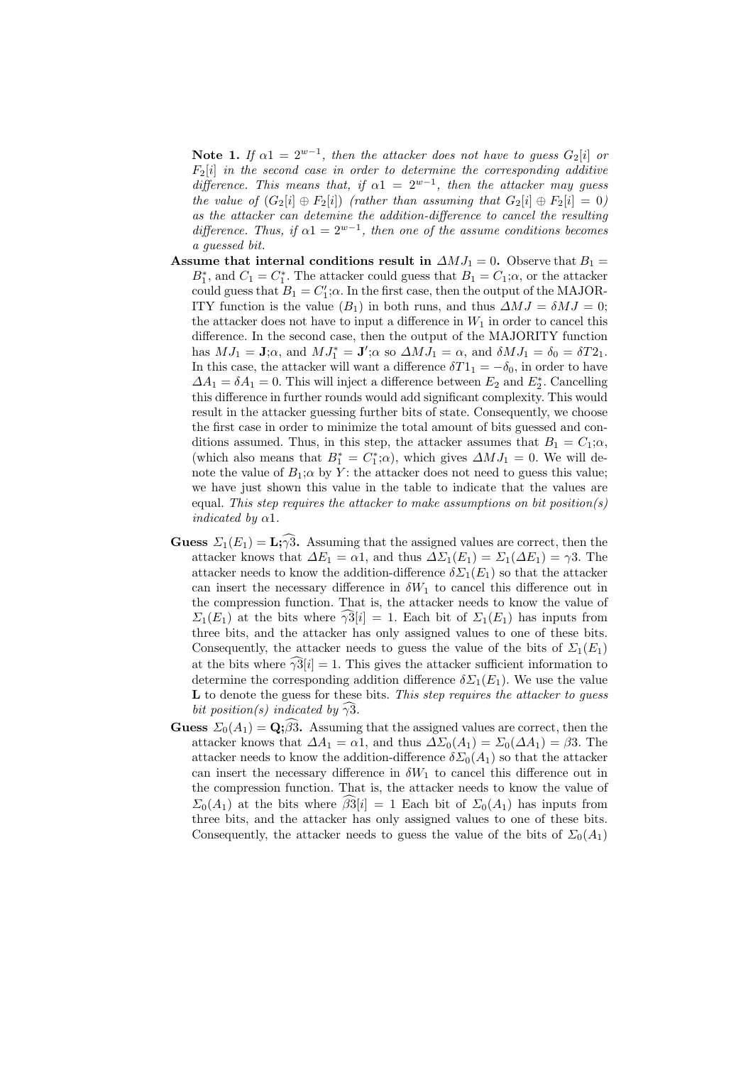**Note 1.** *If $\alpha 1 = 2^{w-1}$, then the attacker does not have to guess $G_2[i]$ or $F_2[i]$ in the second case in order to determine the corresponding additive difference. This means that, if $\alpha 1 = 2^{w-1}$, then the attacker may guess the value of $(G_2[i] \oplus F_2[i])$ (rather than assuming that $G_2[i] \oplus F_2[i] = 0$) as the attacker can detemine the addition-difference to cancel the resulting difference. Thus, if $\alpha 1 = 2^{w-1}$, then one of the assume conditions becomes a guessed bit.*

- **Assume that internal conditions result in $\Delta MJ_1 = 0$.** Observe that $B_1 = B_1^*$, and $C_1 = C_1^*$. The attacker could guess that $B_1 = C_1;\alpha$, or the attacker could guess that $B_1 = C_1';\alpha$. In the first case, then the output of the MAJORITY function is the value $(B_1)$ in both runs, and thus $\Delta MJ = \delta MJ = 0$; the attacker does not have to input a difference in $W_1$ in order to cancel this difference. In the second case, then the output of the MAJORITY function has $MJ_1 = \mathbf{J};\alpha$, and $MJ_1^* = \mathbf{J}';\alpha$ so $\Delta MJ_1 = \alpha$, and $\delta MJ_1 = \delta_0 = \delta T2_1$. In this case, the attacker will want a difference $\delta T1_1 = -\delta_0$, in order to have $\Delta A_1 = \delta A_1 = 0$. This will inject a difference between $E_2$ and $E_2^*$. Cancelling this difference in further rounds would add significant complexity. This would result in the attacker guessing further bits of state. Consequently, we choose the first case in order to minimize the total amount of bits guessed and conditions assumed. Thus, in this step, the attacker assumes that $B_1 = C_1;\alpha$, (which also means that $B_1^* = C_1^*;\alpha$), which gives $\Delta MJ_1 = 0$. We will denote the value of $B_1;\alpha$ by $Y$: the attacker does not need to guess this value; we have just shown this value in the table to indicate that the values are equal. *This step requires the attacker to make assumptions on bit position(s) indicated by $\alpha 1$.*
- **Guess $\Sigma_1(E_1) = \mathbf{L};\widehat{\gamma 3}$.** Assuming that the assigned values are correct, then the attacker knows that $\Delta E_1 = \alpha 1$, and thus $\Delta\Sigma_1(E_1) = \Sigma_1(\Delta E_1) = \gamma 3$. The attacker needs to know the addition-difference $\delta\Sigma_1(E_1)$ so that the attacker can insert the necessary difference in $\delta W_1$ to cancel this difference out in the compression function. That is, the attacker needs to know the value of $\Sigma_1(E_1)$ at the bits where $\widehat{\gamma 3}[i] = 1$. Each bit of $\Sigma_1(E_1)$ has inputs from three bits, and the attacker has only assigned values to one of these bits. Consequently, the attacker needs to guess the value of the bits of $\Sigma_1(E_1)$ at the bits where $\widehat{\gamma 3}[i] = 1$. This gives the attacker sufficient information to determine the corresponding addition difference $\delta\Sigma_1(E_1)$. We use the value $\mathbf{L}$ to denote the guess for these bits. *This step requires the attacker to guess bit position(s) indicated by $\widehat{\gamma 3}$.*
- **Guess $\Sigma_0(A_1) = \mathbf{Q};\widehat{\beta 3}$.** Assuming that the assigned values are correct, then the attacker knows that $\Delta A_1 = \alpha 1$, and thus $\Delta\Sigma_0(A_1) = \Sigma_0(\Delta A_1) = \beta 3$. The attacker needs to know the addition-difference $\delta\Sigma_0(A_1)$ so that the attacker can insert the necessary difference in $\delta W_1$ to cancel this difference out in the compression function. That is, the attacker needs to know the value of $\Sigma_0(A_1)$ at the bits where $\widehat{\beta 3}[i] = 1$ Each bit of $\Sigma_0(A_1)$ has inputs from three bits, and the attacker has only assigned values to one of these bits. Consequently, the attacker needs to guess the value of the bits of $\Sigma_0(A_1)$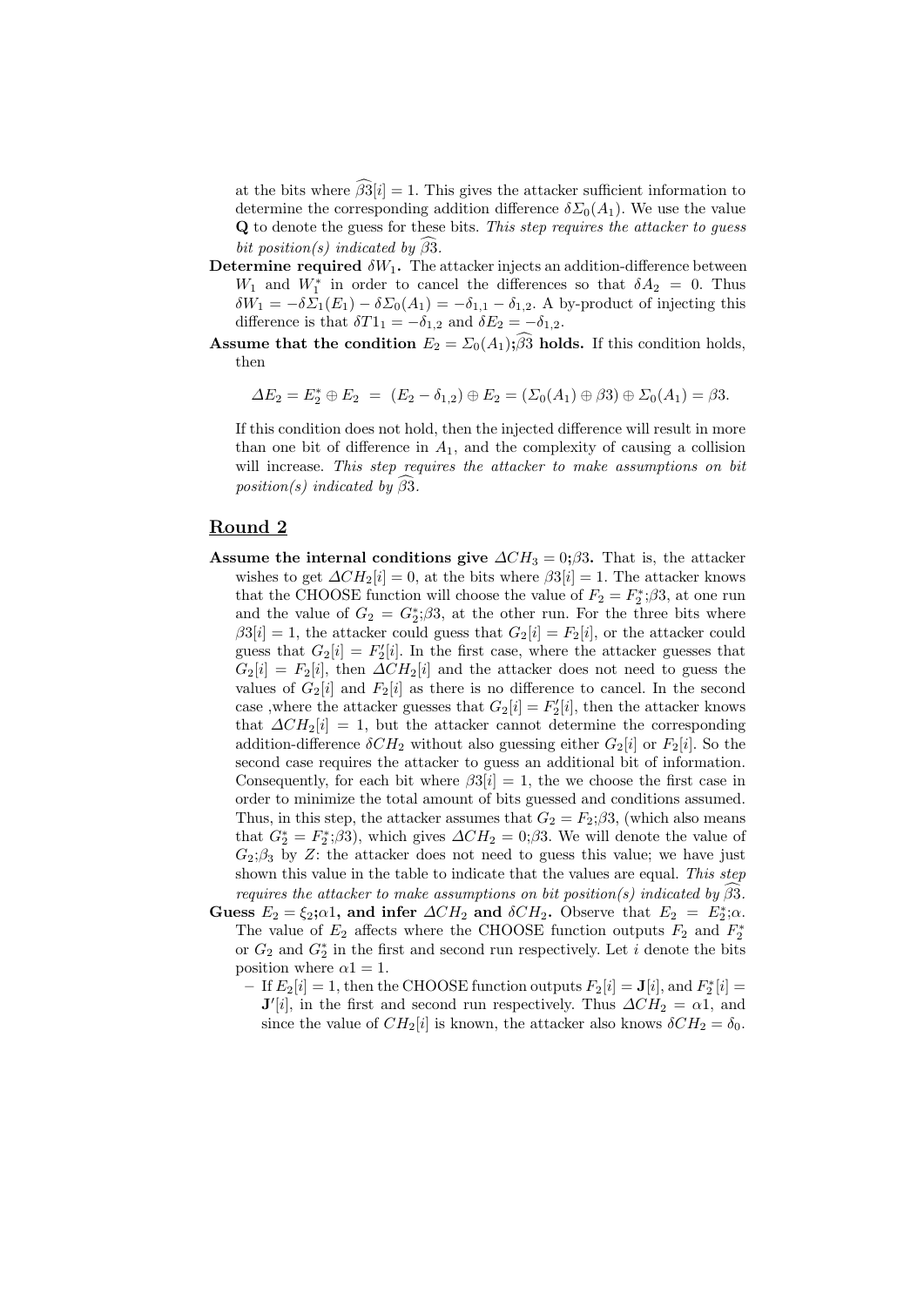at the bits where $\widehat{\beta 3}[i] = 1$. This gives the attacker sufficient information to determine the corresponding addition difference $\delta\Sigma_0(A_1)$. We use the value $\mathbf{Q}$ to denote the guess for these bits. *This step requires the attacker to guess bit position(s) indicated by* $\widehat{\beta 3}$.

**Determine required $\delta W_1$.** The attacker injects an addition-difference between $W_1$ and $W_1^*$ in order to cancel the differences so that $\delta A_2 = 0$. Thus $\delta W_1 = -\delta\Sigma_1(E_1) - \delta\Sigma_0(A_1) = -\delta_{1,1} - \delta_{1,2}$. A by-product of injecting this difference is that $\delta T1_1 = -\delta_{1,2}$ and $\delta E_2 = -\delta_{1,2}$.

**Assume that the condition $E_2 = \Sigma_0(A_1);\widehat{\beta 3}$ holds.** If this condition holds, then

$$\Delta E_2 = E_2^* \oplus E_2 \;=\; (E_2 - \delta_{1,2}) \oplus E_2 = (\Sigma_0(A_1) \oplus \beta 3) \oplus \Sigma_0(A_1) = \beta 3.$$

If this condition does not hold, then the injected difference will result in more than one bit of difference in $A_1$, and the complexity of causing a collision will increase. *This step requires the attacker to make assumptions on bit position(s) indicated by* $\widehat{\beta 3}$.

## Round 2

**Assume the internal conditions give $\Delta CH_3 = 0;\beta 3$.** That is, the attacker wishes to get $\Delta CH_2[i] = 0$, at the bits where $\beta 3[i] = 1$. The attacker knows that the CHOOSE function will choose the value of $F_2 = F_2^*;\beta 3$, at one run and the value of $G_2 = G_2^*;\beta 3$, at the other run. For the three bits where $\beta 3[i] = 1$, the attacker could guess that $G_2[i] = F_2[i]$, or the attacker could guess that $G_2[i] = F_2'[i]$. In the first case, where the attacker guesses that $G_2[i] = F_2[i]$, then $\Delta CH_2[i]$ and the attacker does not need to guess the values of $G_2[i]$ and $F_2[i]$ as there is no difference to cancel. In the second case ,where the attacker guesses that $G_2[i] = F_2'[i]$, then the attacker knows that $\Delta CH_2[i] = 1$, but the attacker cannot determine the corresponding addition-difference $\delta CH_2$ without also guessing either $G_2[i]$ or $F_2[i]$. So the second case requires the attacker to guess an additional bit of information. Consequently, for each bit where $\beta 3[i] = 1$, the we choose the first case in order to minimize the total amount of bits guessed and conditions assumed. Thus, in this step, the attacker assumes that $G_2 = F_2;\beta 3$, (which also means that $G_2^* = F_2^*;\beta 3$), which gives $\Delta CH_2 = 0;\beta 3$. We will denote the value of $G_2;\beta_3$ by $Z$: the attacker does not need to guess this value; we have just shown this value in the table to indicate that the values are equal. *This step requires the attacker to make assumptions on bit position(s) indicated by* $\widehat{\beta 3}$.

**Guess $E_2 = \xi_2;\alpha 1$, and infer $\Delta CH_2$ and $\delta CH_2$.** Observe that $E_2 = E_2^*;\alpha$. The value of $E_2$ affects where the CHOOSE function outputs $F_2$ and $F_2^*$ or $G_2$ and $G_2^*$ in the first and second run respectively. Let $i$ denote the bits position where $\alpha 1 = 1$.

- If $E_2[i] = 1$, then the CHOOSE function outputs $F_2[i] = \mathbf{J}[i]$, and $F_2^*[i] = \mathbf{J}'[i]$, in the first and second run respectively. Thus $\Delta CH_2 = \alpha 1$, and since the value of $CH_2[i]$ is known, the attacker also knows $\delta CH_2 = \delta_0$.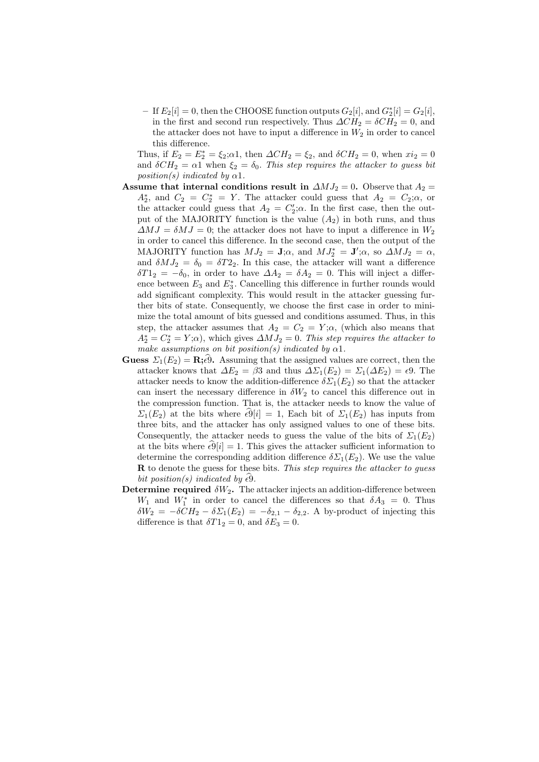- If $E_2[i] = 0$, then the CHOOSE function outputs $G_2[i]$, and $G_2^*[i] = G_2[i]$, in the first and second run respectively. Thus $\Delta CH_2 = \delta CH_2 = 0$, and the attacker does not have to input a difference in $W_2$ in order to cancel this difference.

  Thus, if $E_2 = E_2^* = \xi_2;\alpha 1$, then $\Delta CH_2 = \xi_2$, and $\delta CH_2 = 0$, when $xi_2 = 0$ and $\delta CH_2 = \alpha 1$ when $\xi_2 = \delta_0$. *This step requires the attacker to guess bit position(s) indicated by $\alpha 1$.*

**Assume that internal conditions result in $\Delta MJ_2 = 0$.** Observe that $A_2 = A_2^*$, and $C_2 = C_2^* = Y$. The attacker could guess that $A_2 = C_2;\alpha$, or the attacker could guess that $A_2 = C_2';\alpha$. In the first case, then the output of the MAJORITY function is the value ($A_2$) in both runs, and thus $\Delta MJ = \delta MJ = 0$; the attacker does not have to input a difference in $W_2$ in order to cancel this difference. In the second case, then the output of the MAJORITY function has $MJ_2 = \mathbf{J};\alpha$, and $MJ_2^* = \mathbf{J}';\alpha$, so $\Delta MJ_2 = \alpha$, and $\delta MJ_2 = \delta_0 = \delta T2_2$. In this case, the attacker will want a difference $\delta T1_2 = -\delta_0$, in order to have $\Delta A_2 = \delta A_2 = 0$. This will inject a difference between $E_3$ and $E_3^*$. Cancelling this difference in further rounds would add significant complexity. This would result in the attacker guessing further bits of state. Consequently, we choose the first case in order to minimize the total amount of bits guessed and conditions assumed. Thus, in this step, the attacker assumes that $A_2 = C_2 = Y;\alpha$, (which also means that $A_2^* = C_2^* = Y;\alpha$), which gives $\Delta MJ_2 = 0$. *This step requires the attacker to make assumptions on bit position(s) indicated by $\alpha 1$.*

**Guess $\Sigma_1(E_2) = \mathbf{R};\widehat{\epsilon 9}$.** Assuming that the assigned values are correct, then the attacker knows that $\Delta E_2 = \beta 3$ and thus $\Delta\Sigma_1(E_2) = \Sigma_1(\Delta E_2) = \epsilon 9$. The attacker needs to know the addition-difference $\delta\Sigma_1(E_2)$ so that the attacker can insert the necessary difference in $\delta W_2$ to cancel this difference out in the compression function. That is, the attacker needs to know the value of $\Sigma_1(E_2)$ at the bits where $\widehat{\epsilon 9}[i] = 1$, Each bit of $\Sigma_1(E_2)$ has inputs from three bits, and the attacker has only assigned values to one of these bits. Consequently, the attacker needs to guess the value of the bits of $\Sigma_1(E_2)$ at the bits where $\widehat{\epsilon 9}[i] = 1$. This gives the attacker sufficient information to determine the corresponding addition difference $\delta\Sigma_1(E_2)$. We use the value $\mathbf{R}$ to denote the guess for these bits. *This step requires the attacker to guess bit position(s) indicated by $\widehat{\epsilon 9}$.*

**Determine required $\delta W_2$.** The attacker injects an addition-difference between $W_1$ and $W_1^*$ in order to cancel the differences so that $\delta A_3 = 0$. Thus $\delta W_2 = -\delta CH_2 - \delta\Sigma_1(E_2) = -\delta_{2,1} - \delta_{2,2}$. A by-product of injecting this difference is that $\delta T1_2 = 0$, and $\delta E_3 = 0$.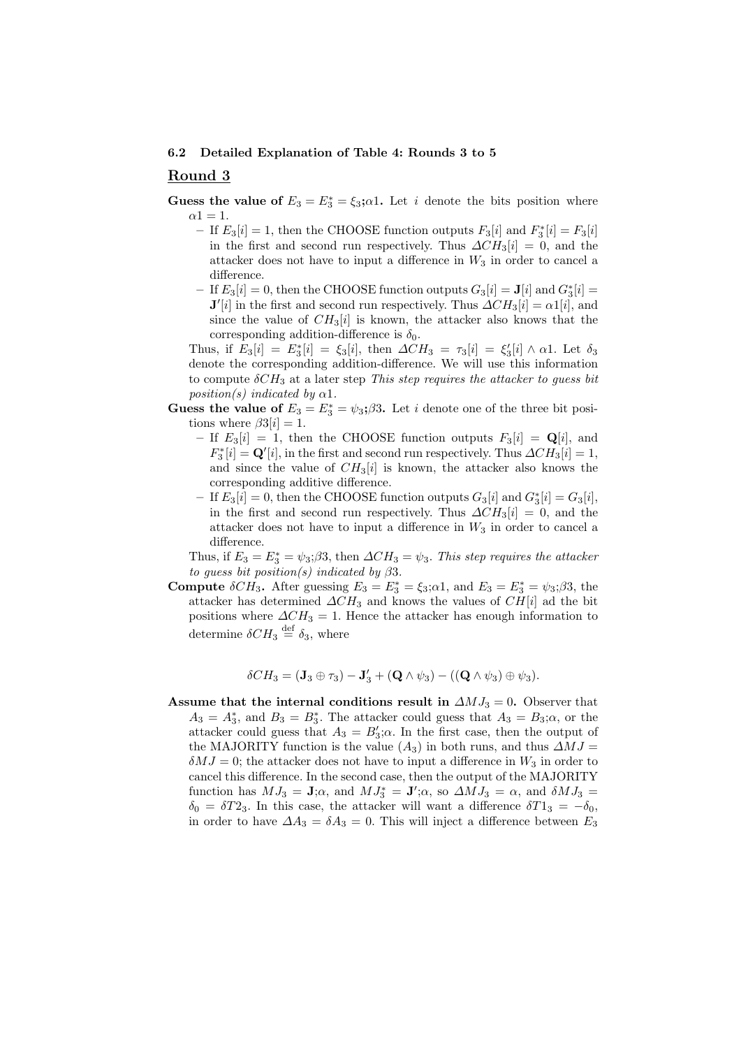### 6.2 Detailed Explanation of Table 4: Rounds 3 to 5

## Round 3

**Guess the value of $E_3 = E_3^* = \xi_3;\alpha1$.** Let $i$ denote the bits position where $\alpha1 = 1$.

- If $E_3[i] = 1$, then the CHOOSE function outputs $F_3[i]$ and $F_3^*[i] = F_3[i]$ in the first and second run respectively. Thus $\Delta CH_3[i] = 0$, and the attacker does not have to input a difference in $W_3$ in order to cancel a difference.
- If $E_3[i] = 0$, then the CHOOSE function outputs $G_3[i] = \mathbf{J}[i]$ and $G_3^*[i] = \mathbf{J}'[i]$ in the first and second run respectively. Thus $\Delta CH_3[i] = \alpha1[i]$, and since the value of $CH_3[i]$ is known, the attacker also knows that the corresponding addition-difference is $\delta_0$.

Thus, if $E_3[i] = E_3^*[i] = \xi_3[i]$, then $\Delta CH_3 = \tau_3[i] = \xi_3'[i] \wedge \alpha1$. Let $\delta_3$ denote the corresponding addition-difference. We will use this information to compute $\delta CH_3$ at a later step *This step requires the attacker to guess bit position(s) indicated by $\alpha1$.*

**Guess the value of $E_3 = E_3^* = \psi_3;\beta3$.** Let $i$ denote one of the three bit positions where $\beta3[i] = 1$.

- If $E_3[i] = 1$, then the CHOOSE function outputs $F_3[i] = \mathbf{Q}[i]$, and $F_3^*[i] = \mathbf{Q}'[i]$, in the first and second run respectively. Thus $\Delta CH_3[i] = 1$, and since the value of $CH_3[i]$ is known, the attacker also knows the corresponding additive difference.
- If $E_3[i] = 0$, then the CHOOSE function outputs $G_3[i]$ and $G_3^*[i] = G_3[i]$, in the first and second run respectively. Thus $\Delta CH_3[i] = 0$, and the attacker does not have to input a difference in $W_3$ in order to cancel a difference.

Thus, if $E_3 = E_3^* = \psi_3;\beta3$, then $\Delta CH_3 = \psi_3$. *This step requires the attacker to guess bit position(s) indicated by $\beta3$.*

**Compute $\delta CH_3$.** After guessing $E_3 = E_3^* = \xi_3;\alpha1$, and $E_3 = E_3^* = \psi_3;\beta3$, the attacker has determined $\Delta CH_3$ and knows the values of $CH[i]$ ad the bit positions where $\Delta CH_3 = 1$. Hence the attacker has enough information to determine $\delta CH_3 \stackrel{\text{def}}{=} \delta_3$, where

$$\delta CH_3 = (\mathbf{J}_3 \oplus \tau_3) - \mathbf{J}_3' + (\mathbf{Q} \wedge \psi_3) - ((\mathbf{Q} \wedge \psi_3) \oplus \psi_3).$$

**Assume that the internal conditions result in $\Delta MJ_3 = 0$.** Observer that $A_3 = A_3^*$, and $B_3 = B_3^*$. The attacker could guess that $A_3 = B_3;\alpha$, or the attacker could guess that $A_3 = B_3';\alpha$. In the first case, then the output of the MAJORITY function is the value ($A_3$) in both runs, and thus $\Delta MJ = \delta MJ = 0$; the attacker does not have to input a difference in $W_3$ in order to cancel this difference. In the second case, then the output of the MAJORITY function has $MJ_3 = \mathbf{J};\alpha$, and $MJ_3^* = \mathbf{J}';\alpha$, so $\Delta MJ_3 = \alpha$, and $\delta MJ_3 = \delta_0 = \delta T2_3$. In this case, the attacker will want a difference $\delta T1_3 = -\delta_0$, in order to have $\Delta A_3 = \delta A_3 = 0$. This will inject a difference between $E_3$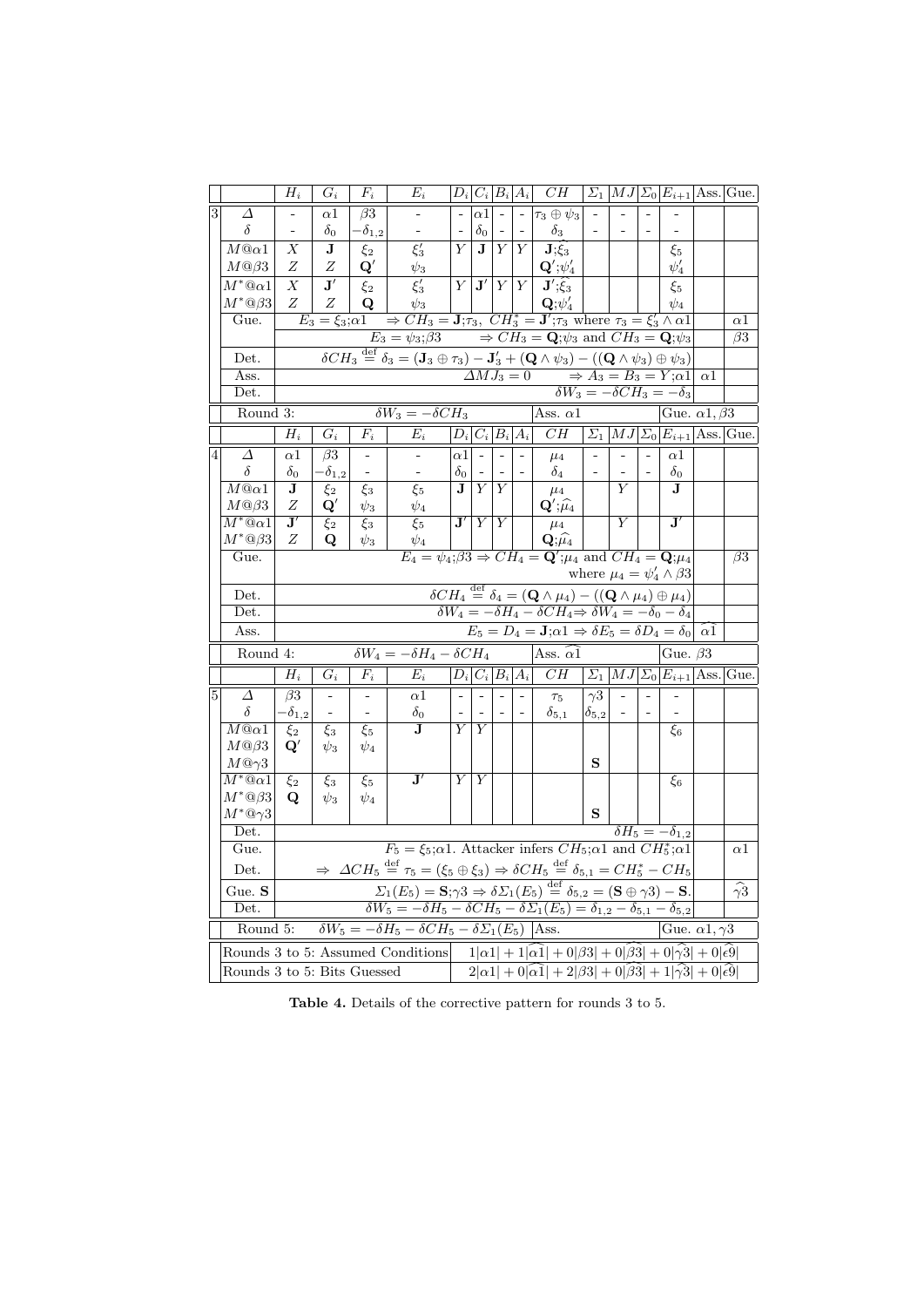| | | $H_i$ | $G_i$ | $F_i$ | $E_i$ | $D_i$ | $C_i$ | $B_i$ | $A_i$ | $CH$ | $\Sigma_1$ | $MJ$ | $\Sigma_0$ | $E_{i+1}$ | Ass. | Gue. |
|---|---|---|---|---|---|---|---|---|---|---|---|---|---|---|---|---|
| 3 | $\Delta$ | - | $\alpha 1$ | $\beta 3$ | - | - | $\alpha 1$ | - | - | $\tau_3 \oplus \psi_3$ | - | - | - | - | | |
| | $\delta$ | - | $\delta_0$ | $-\delta_{1,2}$ | - | - | $\delta_0$ | - | - | $\delta_3$ | - | - | - | - | | |
| | $M@\alpha 1$ | $X$ | $\mathbf{J}$ | $\xi_2$ | $\xi_3'$ | $Y$ | $\mathbf{J}$ | $Y$ | $Y$ | $\mathbf{J};\widetilde{\xi_3}$ | | | | $\xi_5$ | | |
| | $M@\beta 3$ | $Z$ | $Z$ | $\mathbf{Q}'$ | $\psi_3$ | | | | | $\mathbf{Q}';\psi_4'$ | | | | $\psi_4'$ | | |
| | $M^*@\alpha 1$ | $X$ | $\mathbf{J}'$ | $\xi_2$ | $\xi_3'$ | $Y$ | $\mathbf{J}'$ | $Y$ | $Y$ | $\mathbf{J}';\widetilde{\xi_3}$ | | | | $\xi_5$ | | |
| | $M^*@\beta 3$ | $Z$ | $Z$ | $\mathbf{Q}$ | $\psi_3$ | | | | | $\mathbf{Q};\psi_4'$ | | | | $\psi_4$ | | |
| | Gue. | $E_3 = \xi_3;\alpha 1 \Rightarrow CH_3 = \mathbf{J};\tau_3,\ CH_3^* = \mathbf{J}';\tau_3$ where $\tau_3 = \xi_3' \wedge \alpha 1$ | | | | | | | | | | | | | | $\alpha 1$ |
| | | $E_3 = \psi_3;\beta 3 \Rightarrow CH_3 = \mathbf{Q};\psi_3$ and $CH_3 = \mathbf{Q};\psi_3$ | | | | | | | | | | | | | | $\beta 3$ |
| | Det. | $\delta CH_3 \stackrel{\text{def}}{=} \delta_3 = (\mathbf{J}_3 \oplus \tau_3) - \mathbf{J}_3' + (\mathbf{Q} \wedge \psi_3) - ((\mathbf{Q} \wedge \psi_3) \oplus \psi_3)$ | | | | | | | | | | | | | | |
| | Ass. | $\Delta MJ_3 = 0 \Rightarrow A_3 = B_3 = Y;\alpha 1$ | | | | | | | | | | | | | $\alpha 1$ | |
| | Det. | $\delta W_3 = -\delta CH_3 = -\delta_3$ | | | | | | | | | | | | | | |
| | Round 3: | $\delta W_3 = -\delta CH_3$ | | | | | | | | Ass. $\alpha 1$ | | | | Gue. $\alpha 1, \beta 3$ | | |
| | | $H_i$ | $G_i$ | $F_i$ | $E_i$ | $D_i$ | $C_i$ | $B_i$ | $A_i$ | $CH$ | $\Sigma_1$ | $MJ$ | $\Sigma_0$ | $E_{i+1}$ | Ass. | Gue. |
| 4 | $\Delta$ | $\alpha 1$ | $\beta 3$ | - | - | $\alpha 1$ | - | - | - | $\mu_4$ | - | - | - | $\alpha 1$ | | |
| | $\delta$ | $\delta_0$ | $-\delta_{1,2}$ | - | - | $\delta_0$ | - | - | - | $\delta_4$ | - | - | - | $\delta_0$ | | |
| | $M@\alpha 1$ | $\mathbf{J}$ | $\xi_2$ | $\xi_3$ | $\xi_5$ | $\mathbf{J}$ | $Y$ | $Y$ | | $\mu_4$ | | $Y$ | | $\mathbf{J}$ | | |
| | $M@\beta 3$ | $Z$ | $\mathbf{Q}'$ | $\psi_3$ | $\psi_4$ | | | | | $\mathbf{Q}';\widehat{\mu_4}$ | | | | | | |
| | $M^*@\alpha 1$ | $\mathbf{J}'$ | $\xi_2$ | $\xi_3$ | $\xi_5$ | $\mathbf{J}'$ | $Y$ | $Y$ | | $\mu_4$ | | $Y$ | | $\mathbf{J}'$ | | |
| | $M^*@\beta 3$ | $Z$ | $\mathbf{Q}$ | $\psi_3$ | $\psi_4$ | | | | | $\mathbf{Q};\widehat{\mu_4}$ | | | | | | |
| | Gue. | $E_4 = \psi_4;\beta 3 \Rightarrow CH_4 = \mathbf{Q}';\mu_4$ and $CH_4 = \mathbf{Q};\mu_4$ where $\mu_4 = \psi_4' \wedge \beta 3$ | | | | | | | | | | | | | | $\beta 3$ |
| | Det. | $\delta CH_4 \stackrel{\text{def}}{=} \delta_4 = (\mathbf{Q} \wedge \mu_4) - ((\mathbf{Q} \wedge \mu_4) \oplus \mu_4)$ | | | | | | | | | | | | | | |
| | Det. | $\delta W_4 = -\delta H_4 - \delta CH_4 \Rightarrow \delta W_4 = -\delta_0 - \delta_4$ | | | | | | | | | | | | | | |
| | Ass. | $E_5 = D_4 = \mathbf{J};\alpha 1 \Rightarrow \delta E_5 = \delta D_4 = \delta_0$ | | | | | | | | | | | | | $\widehat{\alpha 1}$ | |
| | Round 4: | $\delta W_4 = -\delta H_4 - \delta CH_4$ | | | | | | | | Ass. $\widehat{\alpha 1}$ | | | | Gue. $\beta 3$ | | |
| | | $H_i$ | $G_i$ | $F_i$ | $E_i$ | $D_i$ | $C_i$ | $B_i$ | $A_i$ | $CH$ | $\Sigma_1$ | $MJ$ | $\Sigma_0$ | $E_{i+1}$ | Ass. | Gue. |
| 5 | $\Delta$ | $\beta 3$ | - | - | $\alpha 1$ | - | - | - | - | $\tau_5$ | $\gamma 3$ | - | - | - | | |
| | $\delta$ | $-\delta_{1,2}$ | - | - | $\delta_0$ | - | - | - | - | $\delta_{5,1}$ | $\delta_{5,2}$ | - | - | - | | |
| | $M@\alpha 1$ | $\xi_2$ | $\xi_3$ | $\xi_5$ | $\mathbf{J}$ | $Y$ | $Y$ | | | | | | | $\xi_6$ | | |
| | $M@\beta 3$ | $\mathbf{Q}'$ | $\psi_3$ | $\psi_4$ | | | | | | | | | | | | |
| | $M@\gamma 3$ | | | | | | | | | | $\mathbf{S}$ | | | | | |
| | $M^*@\alpha 1$ | $\xi_2$ | $\xi_3$ | $\xi_5$ | $\mathbf{J}'$ | $Y$ | $Y$ | | | | | | | $\xi_6$ | | |
| | $M^*@\beta 3$ | $\mathbf{Q}$ | $\psi_3$ | $\psi_4$ | | | | | | | | | | | | |
| | $M^*@\gamma 3$ | | | | | | | | | | $\mathbf{S}$ | | | | | |
| | Det. | $\delta H_5 = -\delta_{1,2}$ | | | | | | | | | | | | | | |
| | Gue. | $F_5 = \xi_5;\alpha 1$. Attacker infers $CH_5;\alpha 1$ and $CH_5^*;\alpha 1$ | | | | | | | | | | | | | | $\alpha 1$ |
| | Det. | $\Rightarrow\ \Delta CH_5 \stackrel{\text{def}}{=} \tau_5 = (\xi_5 \oplus \xi_3) \Rightarrow \delta CH_5 \stackrel{\text{def}}{=} \delta_{5,1} = CH_5^* - CH_5$ | | | | | | | | | | | | | | |
| | Gue. $\mathbf{S}$ | $\Sigma_1(E_5) = \mathbf{S};\gamma 3 \Rightarrow \delta\Sigma_1(E_5) \stackrel{\text{def}}{=} \delta_{5,2} = (\mathbf{S} \oplus \gamma 3) - \mathbf{S}$. | | | | | | | | | | | | | | $\widehat{\gamma 3}$ |
| | Det. | $\delta W_5 = -\delta H_5 - \delta CH_5 - \delta\Sigma_1(E_5) = \delta_{1,2} - \delta_{5,1} - \delta_{5,2}$ | | | | | | | | | | | | | | |
| | Round 5: | $\delta W_5 = -\delta H_5 - \delta CH_5 - \delta\Sigma_1(E_5)$ | | | | | | | | Ass. | | | | Gue. $\alpha 1, \gamma 3$ | | |
| | Rounds 3 to 5: Assumed Conditions | | | | | | $1\|\alpha 1\| + 1\|\widehat{\alpha 1}\| + 0\|\beta 3\| + 0\|\widehat{\beta 3}\| + 0\|\widehat{\gamma 3}\| + 0\|\widehat{\epsilon 9}\|$ | | | | | | | | | |
| | Rounds 3 to 5: Bits Guessed | | | | | | $2\|\alpha 1\| + 0\|\widehat{\alpha 1}\| + 2\|\beta 3\| + 0\|\widehat{\beta 3}\| + 1\|\widehat{\gamma 3}\| + 0\|\widehat{\epsilon 9}\|$ | | | | | | | | | |

**Table 4.** Details of the corrective pattern for rounds 3 to 5.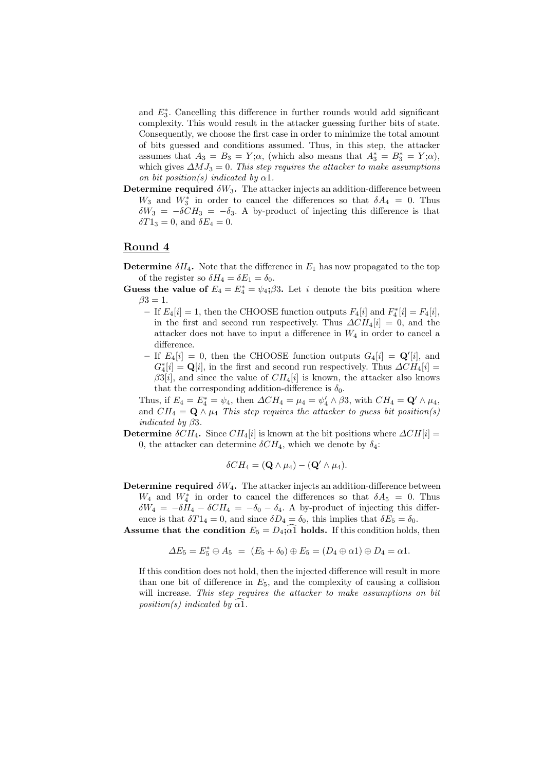and $E^*_3$. Cancelling this difference in further rounds would add significant complexity. This would result in the attacker guessing further bits of state. Consequently, we choose the first case in order to minimize the total amount of bits guessed and conditions assumed. Thus, in this step, the attacker assumes that $A_3 = B_3 = Y;\alpha$, (which also means that $A^*_3 = B^*_3 = Y;\alpha$), which gives $\Delta MJ_3 = 0$. *This step requires the attacker to make assumptions on bit position(s) indicated by* $\alpha 1$.

**Determine required $\delta W_3$.** The attacker injects an addition-difference between $W_3$ and $W^*_3$ in order to cancel the differences so that $\delta A_4 = 0$. Thus $\delta W_3 = -\delta CH_3 = -\delta_3$. A by-product of injecting this difference is that $\delta T1_3 = 0$, and $\delta E_4 = 0$.

## Round 4

**Determine $\delta H_4$.** Note that the difference in $E_1$ has now propagated to the top of the register so $\delta H_4 = \delta E_1 = \delta_0$.

**Guess the value of $E_4 = E^*_4 = \psi_4;\beta 3$.** Let $i$ denote the bits position where $\beta 3 = 1$.

- If $E_4[i] = 1$, then the CHOOSE function outputs $F_4[i]$ and $F^*_4[i] = F_4[i]$, in the first and second run respectively. Thus $\Delta CH_4[i] = 0$, and the attacker does not have to input a difference in $W_4$ in order to cancel a difference.
- If $E_4[i] = 0$, then the CHOOSE function outputs $G_4[i] = \mathbf{Q}'[i]$, and $G^*_4[i] = \mathbf{Q}[i]$, in the first and second run respectively. Thus $\Delta CH_4[i] = \beta 3[i]$, and since the value of $CH_4[i]$ is known, the attacker also knows that the corresponding addition-difference is $\delta_0$.

Thus, if $E_4 = E^*_4 = \psi_4$, then $\Delta CH_4 = \mu_4 = \psi'_4 \wedge \beta 3$, with $CH_4 = \mathbf{Q}' \wedge \mu_4$, and $CH_4 = \mathbf{Q} \wedge \mu_4$ *This step requires the attacker to guess bit position(s) indicated by* $\beta 3$.

**Determine $\delta CH_4$.** Since $CH_4[i]$ is known at the bit positions where $\Delta CH[i] = 0$, the attacker can determine $\delta CH_4$, which we denote by $\delta_4$:

$$\delta CH_4 = (\mathbf{Q} \wedge \mu_4) - (\mathbf{Q}' \wedge \mu_4).$$

**Determine required $\delta W_4$.** The attacker injects an addition-difference between $W_4$ and $W^*_4$ in order to cancel the differences so that $\delta A_5 = 0$. Thus $\delta W_4 = -\delta H_4 - \delta CH_4 = -\delta_0 - \delta_4$. A by-product of injecting this difference is that $\delta T1_4 = 0$, and since $\delta D_4 = \delta_0$, this implies that $\delta E_5 = \delta_0$.

**Assume that the condition $E_5 = D_4;\widehat{\alpha 1}$ holds.** If this condition holds, then

$$\Delta E_5 = E^*_5 \oplus A_5 \;=\; (E_5 + \delta_0) \oplus E_5 = (D_4 \oplus \alpha 1) \oplus D_4 = \alpha 1.$$

If this condition does not hold, then the injected difference will result in more than one bit of difference in $E_5$, and the complexity of causing a collision will increase. *This step requires the attacker to make assumptions on bit position(s) indicated by* $\widehat{\alpha 1}$.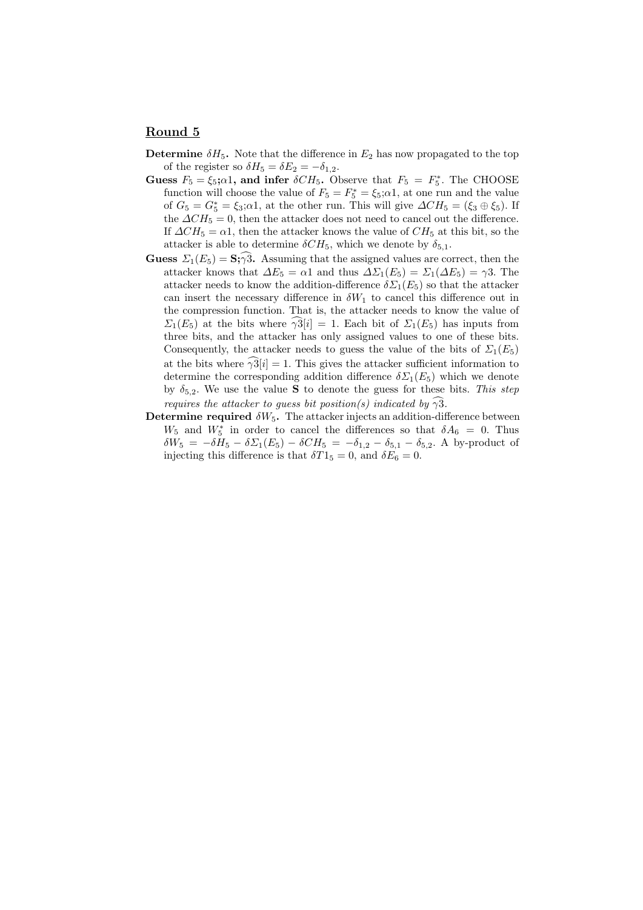## Round 5

**Determine $\delta H_5$.** Note that the difference in $E_2$ has now propagated to the top of the register so $\delta H_5 = \delta E_2 = -\delta_{1,2}$.

**Guess $F_5 = \xi_5;\alpha 1$, and infer $\delta CH_5$.** Observe that $F_5 = F_5^*$. The CHOOSE function will choose the value of $F_5 = F_5^* = \xi_5;\alpha 1$, at one run and the value of $G_5 = G_5^* = \xi_3;\alpha 1$, at the other run. This will give $\Delta CH_5 = (\xi_3 \oplus \xi_5)$. If the $\Delta CH_5 = 0$, then the attacker does not need to cancel out the difference. If $\Delta CH_5 = \alpha 1$, then the attacker knows the value of $CH_5$ at this bit, so the attacker is able to determine $\delta CH_5$, which we denote by $\delta_{5,1}$.

**Guess $\Sigma_1(E_5) = \mathbf{S};\widehat{\gamma 3}$.** Assuming that the assigned values are correct, then the attacker knows that $\Delta E_5 = \alpha 1$ and thus $\Delta \Sigma_1(E_5) = \Sigma_1(\Delta E_5) = \gamma 3$. The attacker needs to know the addition-difference $\delta \Sigma_1(E_5)$ so that the attacker can insert the necessary difference in $\delta W_1$ to cancel this difference out in the compression function. That is, the attacker needs to know the value of $\Sigma_1(E_5)$ at the bits where $\widehat{\gamma 3}[i] = 1$. Each bit of $\Sigma_1(E_5)$ has inputs from three bits, and the attacker has only assigned values to one of these bits. Consequently, the attacker needs to guess the value of the bits of $\Sigma_1(E_5)$ at the bits where $\widehat{\gamma 3}[i] = 1$. This gives the attacker sufficient information to determine the corresponding addition difference $\delta \Sigma_1(E_5)$ which we denote by $\delta_{5,2}$. We use the value $\mathbf{S}$ to denote the guess for these bits. *This step requires the attacker to guess bit position(s) indicated by $\widehat{\gamma 3}$.*

**Determine required $\delta W_5$.** The attacker injects an addition-difference between $W_5$ and $W_5^*$ in order to cancel the differences so that $\delta A_6 = 0$. Thus $\delta W_5 = -\delta H_5 - \delta \Sigma_1(E_5) - \delta CH_5 = -\delta_{1,2} - \delta_{5,1} - \delta_{5,2}$. A by-product of injecting this difference is that $\delta T1_5 = 0$, and $\delta E_6 = 0$.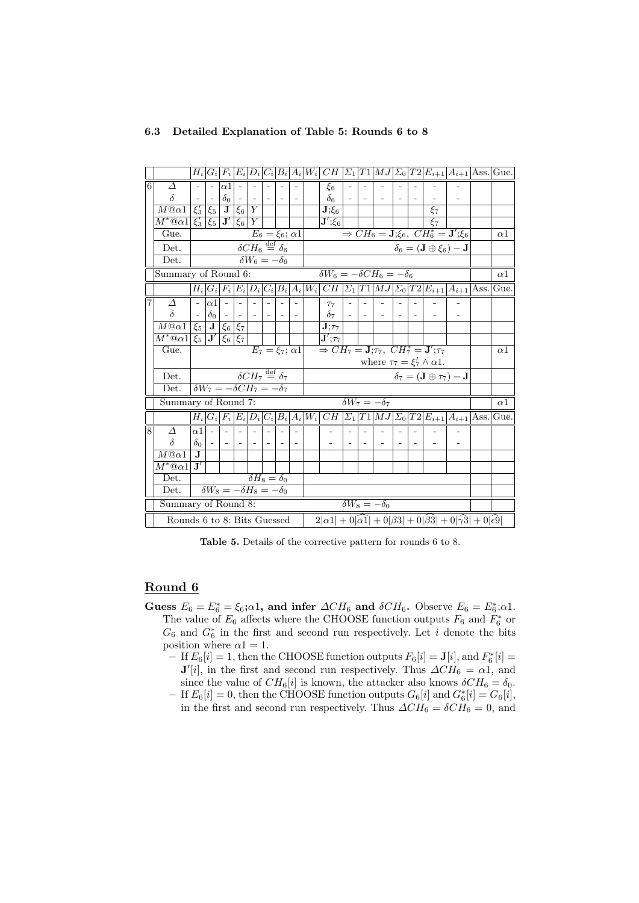### 6.3 Detailed Explanation of Table 5: Rounds 6 to 8

| | | $H_i$ | $G_i$ | $F_i$ | $E_i$ | $D_i$ | $C_i$ | $B_i$ | $A_i$ | $W_i$ | $CH$ | $\Sigma_1$ | $T1$ | $MJ$ | $\Sigma_0$ | $T2$ | $E_{i+1}$ | $A_{i+1}$ | Ass. | Gue. |
|---|---|---|---|---|---|---|---|---|---|---|---|---|---|---|---|---|---|---|---|---|
| 6 | $\Delta$ | - | - | $\alpha1$ | - | - | - | - | - | | $\xi_6$ | - | - | - | - | - | - | - | | |
| | $\delta$ | - | - | $\delta_0$ | - | - | - | - | - | | $\delta_6$ | - | - | - | - | - | - | - | | |
| | $M@\alpha1$ | $\xi_3'$ | $\xi_5$ | $\mathbf{J}$ | $\xi_6$ | $Y$ | | | | | $\mathbf{J};\xi_6$ | | | | | | $\xi_7$ | | | |
| | $M^*@\alpha1$ | $\xi_3'$ | $\xi_5$ | $\mathbf{J}'$ | $\xi_6$ | $Y$ | | | | | $\mathbf{J}';\xi_6$ | | | | | | $\xi_7$ | | | |
| | Gue. | $E_6 = \xi_6;\alpha1$ | | | | | | | | | $\Rightarrow CH_6 = \mathbf{J};\xi_6,\ CH_6^* = \mathbf{J}';\xi_6$ | | | | | | | | | $\alpha1$ |
| | Det. | $\delta CH_6 \stackrel{\text{def}}{=} \delta_6$ | | | | | | | | | $\delta_6 = (\mathbf{J} \oplus \xi_6) - \mathbf{J}$ | | | | | | | | | |
| | Det. | $\delta W_6 = -\delta_6$ | | | | | | | | | | | | | | | | | | |
| Summary of Round 6: | | | | | | | | | | | $\delta W_6 = -\delta CH_6 = -\delta_6$ | | | | | | | | | $\alpha1$ |
| | | $H_i$ | $G_i$ | $F_i$ | $E_i$ | $D_i$ | $C_i$ | $B_i$ | $A_i$ | $W_i$ | $CH$ | $\Sigma_1$ | $T1$ | $MJ$ | $\Sigma_0$ | $T2$ | $E_{i+1}$ | $A_{i+1}$ | Ass. | Gue. |
| 7 | $\Delta$ | - | $\alpha1$ | - | - | - | - | - | - | | $\tau_7$ | - | - | - | - | - | - | - | | |
| | $\delta$ | - | $\delta_0$ | - | - | - | - | - | - | | $\delta_7$ | - | - | - | - | - | - | - | | |
| | $M@\alpha1$ | $\xi_5$ | $\mathbf{J}$ | $\xi_6$ | $\xi_7$ | | | | | | $\mathbf{J};\tau_7$ | | | | | | | | | |
| | $M^*@\alpha1$ | $\xi_5$ | $\mathbf{J}'$ | $\xi_6$ | $\xi_7$ | | | | | | $\mathbf{J}';\tau_7$ | | | | | | | | | |
| | Gue. | $E_7 = \xi_7;\alpha1$ | | | | | | | | | $\Rightarrow CH_7 = \mathbf{J};\tau_7,\ CH_7^* = \mathbf{J}';\tau_7$ where $\tau_7 = \xi_7' \wedge \alpha1$. | | | | | | | | | $\alpha1$ |
| | Det. | $\delta CH_7 \stackrel{\text{def}}{=} \delta_7$ | | | | | | | | | $\delta_7 = (\mathbf{J} \oplus \tau_7) - \mathbf{J}$ | | | | | | | | | |
| | Det. | $\delta W_7 = -\delta CH_7 = -\delta_7$ | | | | | | | | | | | | | | | | | | |
| Summary of Round 7: | | | | | | | | | | | $\delta W_7 = -\delta_7$ | | | | | | | | | $\alpha1$ |
| | | $H_i$ | $G_i$ | $F_i$ | $E_i$ | $D_i$ | $C_i$ | $B_i$ | $A_i$ | $W_i$ | $CH$ | $\Sigma_1$ | $T1$ | $MJ$ | $\Sigma_0$ | $T2$ | $E_{i+1}$ | $A_{i+1}$ | Ass. | Gue. |
| 8 | $\Delta$ | $\alpha1$ | - | - | - | - | - | - | - | | - | - | - | - | - | - | - | - | | |
| | $\delta$ | $\delta_0$ | - | - | - | - | - | - | - | | - | - | - | - | - | - | - | - | | |
| | $M@\alpha1$ | $\mathbf{J}$ | | | | | | | | | | | | | | | | | | |
| | $M^*@\alpha1$ | $\mathbf{J}'$ | | | | | | | | | | | | | | | | | | |
| | Det. | $\delta H_8 = \delta_0$ | | | | | | | | | | | | | | | | | | |
| | Det. | $\delta W_8 = -\delta H_8 = -\delta_0$ | | | | | | | | | | | | | | | | | | |
| Summary of Round 8: | | | | | | | | | | | $\delta W_8 = -\delta_0$ | | | | | | | | | |
| Rounds 6 to 8: Bits Guessed | | | | | | | | | | | $2\lvert\alpha1\rvert + 0\lvert\widehat{\alpha1}\rvert + 0\lvert\beta3\rvert + 0\lvert\widehat{\beta3}\rvert + 0\lvert\widehat{\gamma3}\rvert + 0\lvert\widehat{\epsilon9}\rvert$ | | | | | | | | | |

**Table 5.** Details of the corrective pattern for rounds 6 to 8.

## Round 6

**Guess $E_6 = E_6^* = \xi_6;\alpha1$, and infer $\Delta CH_6$ and $\delta CH_6$.** Observe $E_6 = E_6^*;\alpha1$. The value of $E_6$ affects where the CHOOSE function outputs $F_6$ and $F_6^*$ or $G_6$ and $G_6^*$ in the first and second run respectively. Let $i$ denote the bits position where $\alpha1 = 1$.

- If $E_6[i] = 1$, then the CHOOSE function outputs $F_6[i] = \mathbf{J}[i]$, and $F_6^*[i] = \mathbf{J}'[i]$, in the first and second run respectively. Thus $\Delta CH_6 = \alpha1$, and since the value of $CH_6[i]$ is known, the attacker also knows $\delta CH_6 = \delta_0$.
- If $E_6[i] = 0$, then the CHOOSE function outputs $G_6[i]$ and $G_6^*[i] = G_6[i]$, in the first and second run respectively. Thus $\Delta CH_6 = \delta CH_6 = 0$, and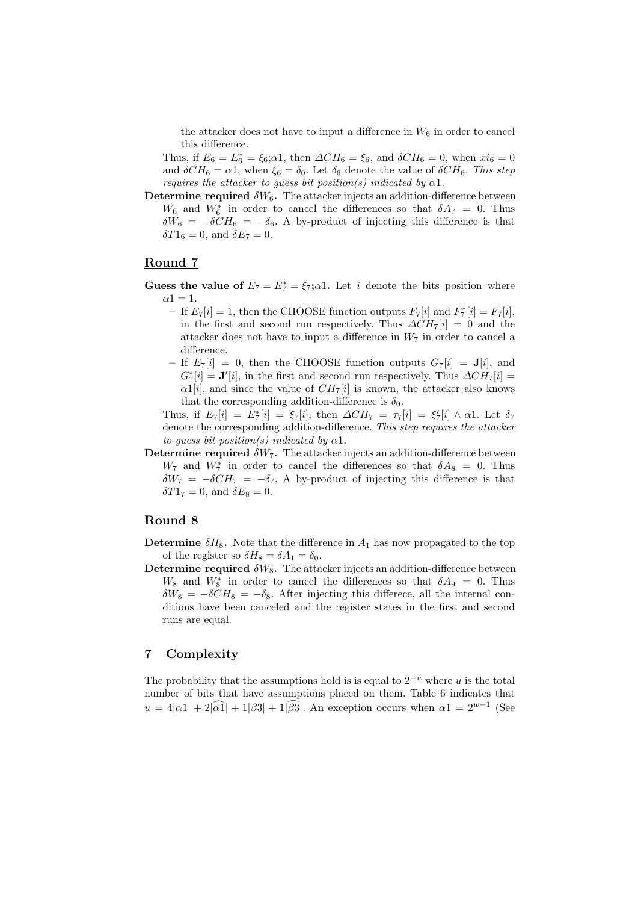the attacker does not have to input a difference in $W_6$ in order to cancel this difference.

Thus, if $E_6 = E_6^* = \xi_6;\alpha 1$, then $\Delta CH_6 = \xi_6$, and $\delta CH_6 = 0$, when $xi_6 = 0$ and $\delta CH_6 = \alpha 1$, when $\xi_6 = \delta_0$. Let $\delta_6$ denote the value of $\delta CH_6$. *This step requires the attacker to guess bit position(s) indicated by* $\alpha 1$.

**Determine required $\delta W_6$.** The attacker injects an addition-difference between $W_6$ and $W_6^*$ in order to cancel the differences so that $\delta A_7 = 0$. Thus $\delta W_6 = -\delta CH_6 = -\delta_6$. A by-product of injecting this difference is that $\delta T1_6 = 0$, and $\delta E_7 = 0$.

## Round 7

**Guess the value of $E_7 = E_7^* = \xi_7;\alpha 1$.** Let $i$ denote the bits position where $\alpha 1 = 1$.

- If $E_7[i] = 1$, then the CHOOSE function outputs $F_7[i]$ and $F_7^*[i] = F_7[i]$, in the first and second run respectively. Thus $\Delta CH_7[i] = 0$ and the attacker does not have to input a difference in $W_7$ in order to cancel a difference.
- If $E_7[i] = 0$, then the CHOOSE function outputs $G_7[i] = \mathbf{J}[i]$, and $G_7^*[i] = \mathbf{J}'[i]$, in the first and second run respectively. Thus $\Delta CH_7[i] = \alpha 1[i]$, and since the value of $CH_7[i]$ is known, the attacker also knows that the corresponding addition-difference is $\delta_0$.

Thus, if $E_7[i] = E_7^*[i] = \xi_7[i]$, then $\Delta CH_7 = \tau_7[i] = \xi_7'[i] \wedge \alpha 1$. Let $\delta_7$ denote the corresponding addition-difference. *This step requires the attacker to guess bit position(s) indicated by* $\alpha 1$.

**Determine required $\delta W_7$.** The attacker injects an addition-difference between $W_7$ and $W_7^*$ in order to cancel the differences so that $\delta A_8 = 0$. Thus $\delta W_7 = -\delta CH_7 = -\delta_7$. A by-product of injecting this difference is that $\delta T1_7 = 0$, and $\delta E_8 = 0$.

## Round 8

**Determine $\delta H_8$.** Note that the difference in $A_1$ has now propagated to the top of the register so $\delta H_8 = \delta A_1 = \delta_0$.

**Determine required $\delta W_8$.** The attacker injects an addition-difference between $W_8$ and $W_8^*$ in order to cancel the differences so that $\delta A_9 = 0$. Thus $\delta W_8 = -\delta CH_8 = -\delta_8$. After injecting this differece, all the internal conditions have been canceled and the register states in the first and second runs are equal.

# 7 Complexity

The probability that the assumptions hold is is equal to $2^{-u}$ where $u$ is the total number of bits that have assumptions placed on them. Table 6 indicates that $u = 4|\alpha 1| + 2|\widehat{\alpha 1}| + 1|\beta 3| + 1|\widehat{\beta 3}|$. An exception occurs when $\alpha 1 = 2^{w-1}$ (See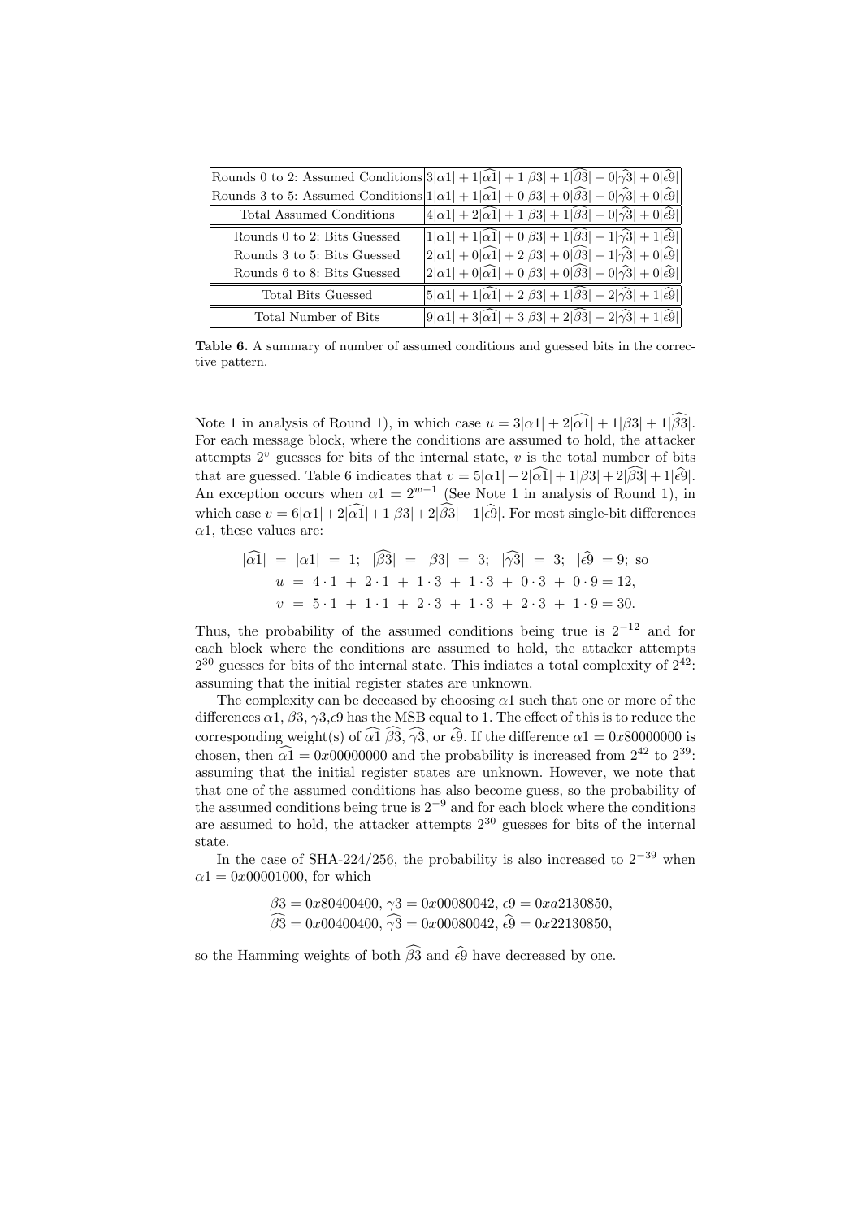| | |
|---|---|
| Rounds 0 to 2: Assumed Conditions | $3\lvert\alpha1\rvert + 1\lvert\widehat{\alpha1}\rvert + 1\lvert\beta3\rvert + 1\lvert\widehat{\beta3}\rvert + 0\lvert\widehat{\gamma3}\rvert + 0\lvert\widehat{\epsilon9}\rvert$ |
| Rounds 3 to 5: Assumed Conditions | $1\lvert\alpha1\rvert + 1\lvert\widehat{\alpha1}\rvert + 0\lvert\beta3\rvert + 0\lvert\widehat{\beta3}\rvert + 0\lvert\widehat{\gamma3}\rvert + 0\lvert\widehat{\epsilon9}\rvert$ |
| Total Assumed Conditions | $4\lvert\alpha1\rvert + 2\lvert\widehat{\alpha1}\rvert + 1\lvert\beta3\rvert + 1\lvert\widehat{\beta3}\rvert + 0\lvert\widehat{\gamma3}\rvert + 0\lvert\widehat{\epsilon9}\rvert$ |
| Rounds 0 to 2: Bits Guessed | $1\lvert\alpha1\rvert + 1\lvert\widehat{\alpha1}\rvert + 0\lvert\beta3\rvert + 1\lvert\widehat{\beta3}\rvert + 1\lvert\widehat{\gamma3}\rvert + 1\lvert\widehat{\epsilon9}\rvert$ |
| Rounds 3 to 5: Bits Guessed | $2\lvert\alpha1\rvert + 0\lvert\widehat{\alpha1}\rvert + 2\lvert\beta3\rvert + 0\lvert\widehat{\beta3}\rvert + 1\lvert\widehat{\gamma3}\rvert + 0\lvert\widehat{\epsilon9}\rvert$ |
| Rounds 6 to 8: Bits Guessed | $2\lvert\alpha1\rvert + 0\lvert\widehat{\alpha1}\rvert + 0\lvert\beta3\rvert + 0\lvert\widehat{\beta3}\rvert + 0\lvert\widehat{\gamma3}\rvert + 0\lvert\widehat{\epsilon9}\rvert$ |
| Total Bits Guessed | $5\lvert\alpha1\rvert + 1\lvert\widehat{\alpha1}\rvert + 2\lvert\beta3\rvert + 1\lvert\widehat{\beta3}\rvert + 2\lvert\widehat{\gamma3}\rvert + 1\lvert\widehat{\epsilon9}\rvert$ |
| Total Number of Bits | $9\lvert\alpha1\rvert + 3\lvert\widehat{\alpha1}\rvert + 3\lvert\beta3\rvert + 2\lvert\widehat{\beta3}\rvert + 2\lvert\widehat{\gamma3}\rvert + 1\lvert\widehat{\epsilon9}\rvert$ |

**Table 6.** A summary of number of assumed conditions and guessed bits in the corrective pattern.

Note 1 in analysis of Round 1), in which case $u = 3|\alpha1| + 2|\widehat{\alpha1}| + 1|\beta3| + 1|\widehat{\beta3}|$. For each message block, where the conditions are assumed to hold, the attacker attempts $2^v$ guesses for bits of the internal state, $v$ is the total number of bits that are guessed. Table 6 indicates that $v = 5|\alpha1| + 2|\widehat{\alpha1}| + 1|\beta3| + 2|\widehat{\beta3}| + 1|\widehat{\epsilon9}|$. An exception occurs when $\alpha1 = 2^{w-1}$ (See Note 1 in analysis of Round 1), in which case $v = 6|\alpha1| + 2|\widehat{\alpha1}| + 1|\beta3| + 2|\widehat{\beta3}| + 1|\widehat{\epsilon9}|$. For most single-bit differences $\alpha1$, these values are:

$$|\widehat{\alpha1}| = |\alpha1| = 1; \quad |\widehat{\beta3}| = |\beta3| = 3; \quad |\widehat{\gamma3}| = 3; \quad |\widehat{\epsilon9}| = 9; \text{ so}$$

$$u = 4 \cdot 1 + 2 \cdot 1 + 1 \cdot 3 + 1 \cdot 3 + 0 \cdot 3 + 0 \cdot 9 = 12,$$

$$v = 5 \cdot 1 + 1 \cdot 1 + 2 \cdot 3 + 1 \cdot 3 + 2 \cdot 3 + 1 \cdot 9 = 30.$$

Thus, the probability of the assumed conditions being true is $2^{-12}$ and for each block where the conditions are assumed to hold, the attacker attempts $2^{30}$ guesses for bits of the internal state. This indiates a total complexity of $2^{42}$: assuming that the initial register states are unknown.

The complexity can be deceased by choosing $\alpha1$ such that one or more of the differences $\alpha1$, $\beta3$, $\gamma3$,$\epsilon9$ has the MSB equal to 1. The effect of this is to reduce the corresponding weight(s) of $\widehat{\alpha1}$ $\widehat{\beta3}$, $\widehat{\gamma3}$, or $\widehat{\epsilon9}$. If the difference $\alpha1 = 0x80000000$ is chosen, then $\widehat{\alpha1} = 0x00000000$ and the probability is increased from $2^{42}$ to $2^{39}$: assuming that the initial register states are unknown. However, we note that that one of the assumed conditions has also become guess, so the probability of the assumed conditions being true is $2^{-9}$ and for each block where the conditions are assumed to hold, the attacker attempts $2^{30}$ guesses for bits of the internal state.

In the case of SHA-224/256, the probability is also increased to $2^{-39}$ when $\alpha1 = 0x00001000$, for which

$$\beta3 = 0x80400400, \; \gamma3 = 0x00080042, \; \epsilon9 = 0xa2130850,$$
$$\widehat{\beta3} = 0x00400400, \; \widehat{\gamma3} = 0x00080042, \; \widehat{\epsilon9} = 0x22130850,$$

so the Hamming weights of both $\widehat{\beta3}$ and $\widehat{\epsilon9}$ have decreased by one.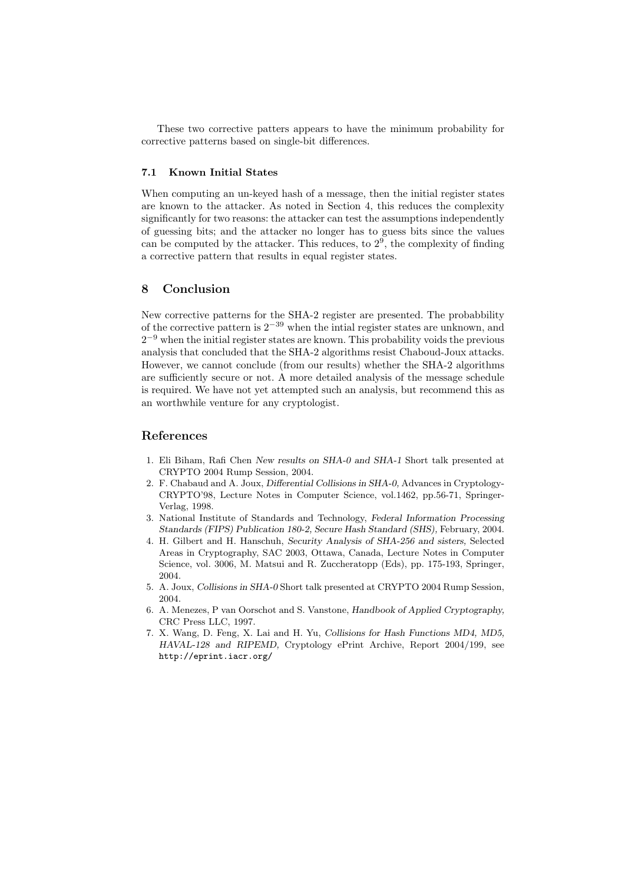These two corrective patters appears to have the minimum probability for corrective patterns based on single-bit differences.

### 7.1 Known Initial States

When computing an un-keyed hash of a message, then the initial register states are known to the attacker. As noted in Section 4, this reduces the complexity significantly for two reasons: the attacker can test the assumptions independently of guessing bits; and the attacker no longer has to guess bits since the values can be computed by the attacker. This reduces, to $2^9$, the complexity of finding a corrective pattern that results in equal register states.

## 8 Conclusion

New corrective patterns for the SHA-2 register are presented. The probabbility of the corrective pattern is $2^{-39}$ when the intial register states are unknown, and $2^{-9}$ when the initial register states are known. This probability voids the previous analysis that concluded that the SHA-2 algorithms resist Chaboud-Joux attacks. However, we cannot conclude (from our results) whether the SHA-2 algorithms are sufficiently secure or not. A more detailed analysis of the message schedule is required. We have not yet attempted such an analysis, but recommend this as an worthwhile venture for any cryptologist.

## References

1. Eli Biham, Rafi Chen *New results on SHA-0 and SHA-1* Short talk presented at CRYPTO 2004 Rump Session, 2004.
2. F. Chabaud and A. Joux, *Differential Collisions in SHA-0,* Advances in Cryptology-CRYPTO'98, Lecture Notes in Computer Science, vol.1462, pp.56-71, Springer-Verlag, 1998.
3. National Institute of Standards and Technology, *Federal Information Processing Standards (FIPS) Publication 180-2, Secure Hash Standard (SHS),* February, 2004.
4. H. Gilbert and H. Hanschuh, *Security Analysis of SHA-256 and sisters,* Selected Areas in Cryptography, SAC 2003, Ottawa, Canada, Lecture Notes in Computer Science, vol. 3006, M. Matsui and R. Zuccheratopp (Eds), pp. 175-193, Springer, 2004.
5. A. Joux, *Collisions in SHA-0* Short talk presented at CRYPTO 2004 Rump Session, 2004.
6. A. Menezes, P van Oorschot and S. Vanstone, *Handbook of Applied Cryptography,* CRC Press LLC, 1997.
7. X. Wang, D. Feng, X. Lai and H. Yu, *Collisions for Hash Functions MD4, MD5, HAVAL-128 and RIPEMD,* Cryptology ePrint Archive, Report 2004/199, see `http://eprint.iacr.org/`